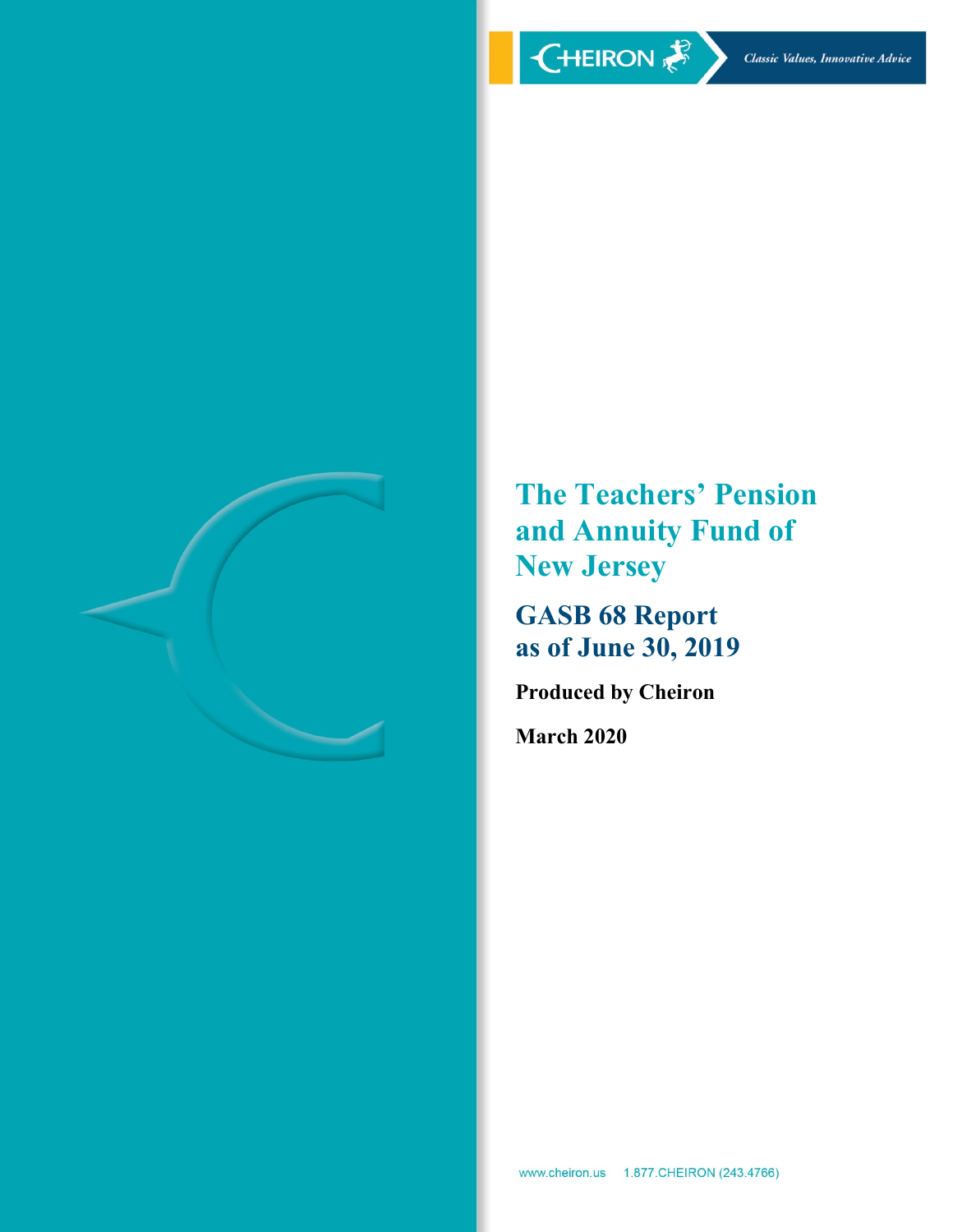CHEIRON

*Classic Values, Innovative Advice*

# The Teachers' Pension and Annuity Fund of New Jersey

## GASB 68 Report as of June 30, 2019

**Produced by Cheiron**

**March 2020**

www.cheiron.us 1.877.CHEIRON (243.4766)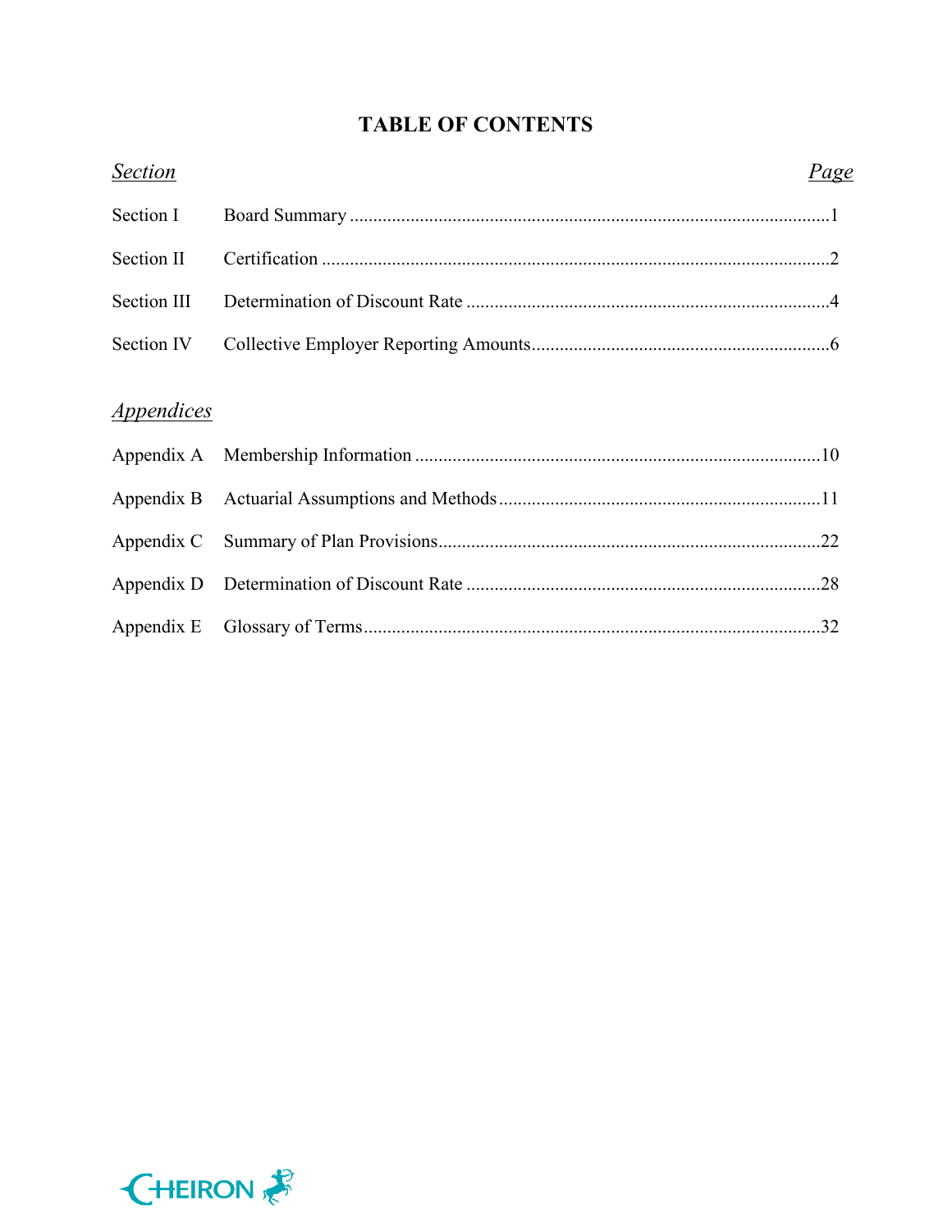# TABLE OF CONTENTS

| *Section* | | *Page* |
|---|---|---|
| Section I | Board Summary | 1 |
| Section II | Certification | 2 |
| Section III | Determination of Discount Rate | 4 |
| Section IV | Collective Employer Reporting Amounts | 6 |

| *Appendices* | | |
|---|---|---|
| Appendix A | Membership Information | 10 |
| Appendix B | Actuarial Assumptions and Methods | 11 |
| Appendix C | Summary of Plan Provisions | 22 |
| Appendix D | Determination of Discount Rate | 28 |
| Appendix E | Glossary of Terms | 32 |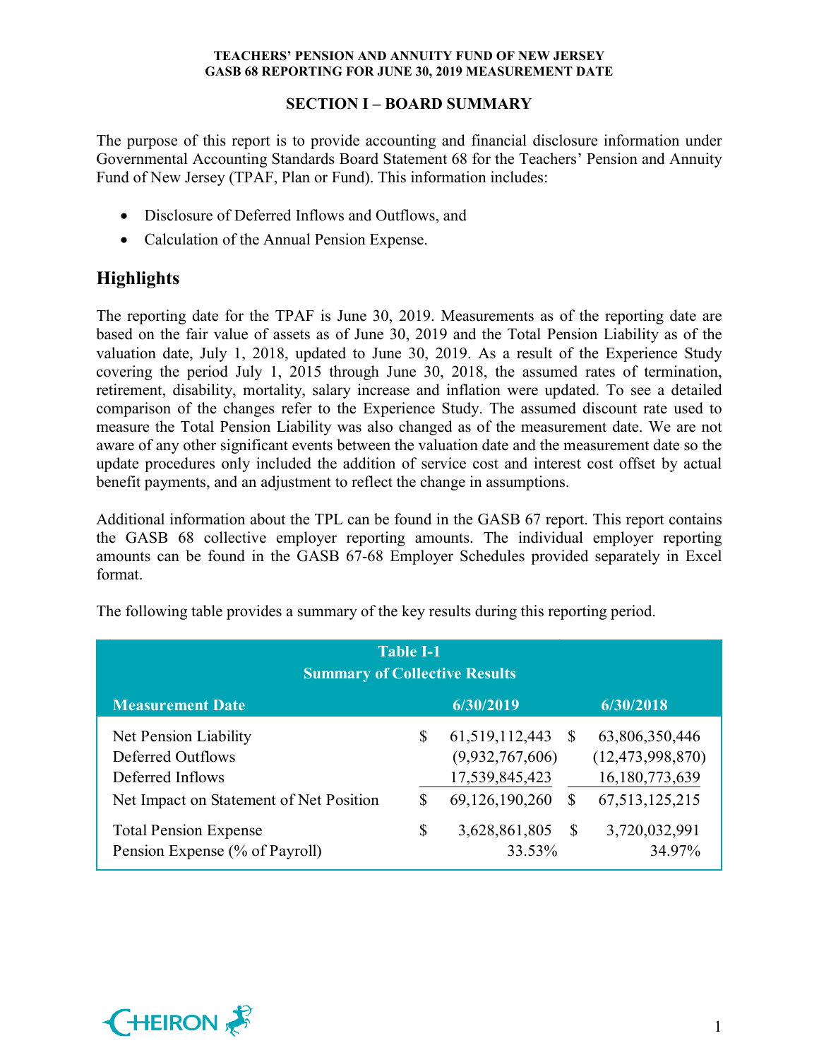## SECTION I – BOARD SUMMARY

The purpose of this report is to provide accounting and financial disclosure information under Governmental Accounting Standards Board Statement 68 for the Teachers' Pension and Annuity Fund of New Jersey (TPAF, Plan or Fund). This information includes:

- Disclosure of Deferred Inflows and Outflows, and
- Calculation of the Annual Pension Expense.

## Highlights

The reporting date for the TPAF is June 30, 2019. Measurements as of the reporting date are based on the fair value of assets as of June 30, 2019 and the Total Pension Liability as of the valuation date, July 1, 2018, updated to June 30, 2019. As a result of the Experience Study covering the period July 1, 2015 through June 30, 2018, the assumed rates of termination, retirement, disability, mortality, salary increase and inflation were updated. To see a detailed comparison of the changes refer to the Experience Study. The assumed discount rate used to measure the Total Pension Liability was also changed as of the measurement date. We are not aware of any other significant events between the valuation date and the measurement date so the update procedures only included the addition of service cost and interest cost offset by actual benefit payments, and an adjustment to reflect the change in assumptions.

Additional information about the TPL can be found in the GASB 67 report. This report contains the GASB 68 collective employer reporting amounts. The individual employer reporting amounts can be found in the GASB 67-68 Employer Schedules provided separately in Excel format.

The following table provides a summary of the key results during this reporting period.

**Table I-1**
**Summary of Collective Results**

| Measurement Date | 6/30/2019 | 6/30/2018 |
|---|---|---|
| Net Pension Liability | $ 61,519,112,443 | $ 63,806,350,446 |
| Deferred Outflows | (9,932,767,606) | (12,473,998,870) |
| Deferred Inflows | 17,539,845,423 | 16,180,773,639 |
| Net Impact on Statement of Net Position | $ 69,126,190,260 | $ 67,513,125,215 |
| Total Pension Expense | $ 3,628,861,805 | $ 3,720,032,991 |
| Pension Expense (% of Payroll) | 33.53% | 34.97% |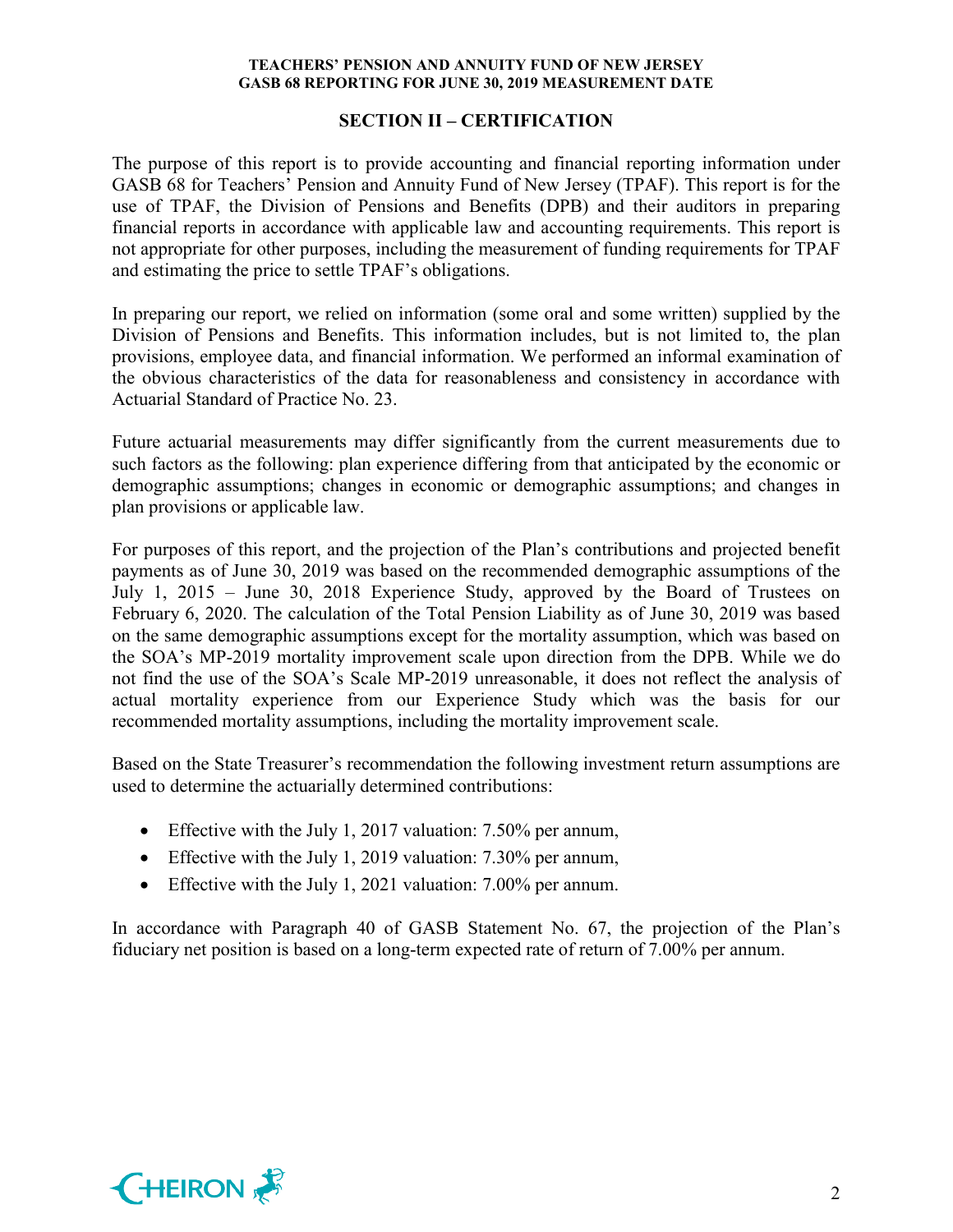## SECTION II – CERTIFICATION

The purpose of this report is to provide accounting and financial reporting information under GASB 68 for Teachers' Pension and Annuity Fund of New Jersey (TPAF). This report is for the use of TPAF, the Division of Pensions and Benefits (DPB) and their auditors in preparing financial reports in accordance with applicable law and accounting requirements. This report is not appropriate for other purposes, including the measurement of funding requirements for TPAF and estimating the price to settle TPAF's obligations.

In preparing our report, we relied on information (some oral and some written) supplied by the Division of Pensions and Benefits. This information includes, but is not limited to, the plan provisions, employee data, and financial information. We performed an informal examination of the obvious characteristics of the data for reasonableness and consistency in accordance with Actuarial Standard of Practice No. 23.

Future actuarial measurements may differ significantly from the current measurements due to such factors as the following: plan experience differing from that anticipated by the economic or demographic assumptions; changes in economic or demographic assumptions; and changes in plan provisions or applicable law.

For purposes of this report, and the projection of the Plan's contributions and projected benefit payments as of June 30, 2019 was based on the recommended demographic assumptions of the July 1, 2015 – June 30, 2018 Experience Study, approved by the Board of Trustees on February 6, 2020. The calculation of the Total Pension Liability as of June 30, 2019 was based on the same demographic assumptions except for the mortality assumption, which was based on the SOA's MP-2019 mortality improvement scale upon direction from the DPB. While we do not find the use of the SOA's Scale MP-2019 unreasonable, it does not reflect the analysis of actual mortality experience from our Experience Study which was the basis for our recommended mortality assumptions, including the mortality improvement scale.

Based on the State Treasurer's recommendation the following investment return assumptions are used to determine the actuarially determined contributions:

- Effective with the July 1, 2017 valuation: 7.50% per annum,
- Effective with the July 1, 2019 valuation: 7.30% per annum,
- Effective with the July 1, 2021 valuation: 7.00% per annum.

In accordance with Paragraph 40 of GASB Statement No. 67, the projection of the Plan's fiduciary net position is based on a long-term expected rate of return of 7.00% per annum.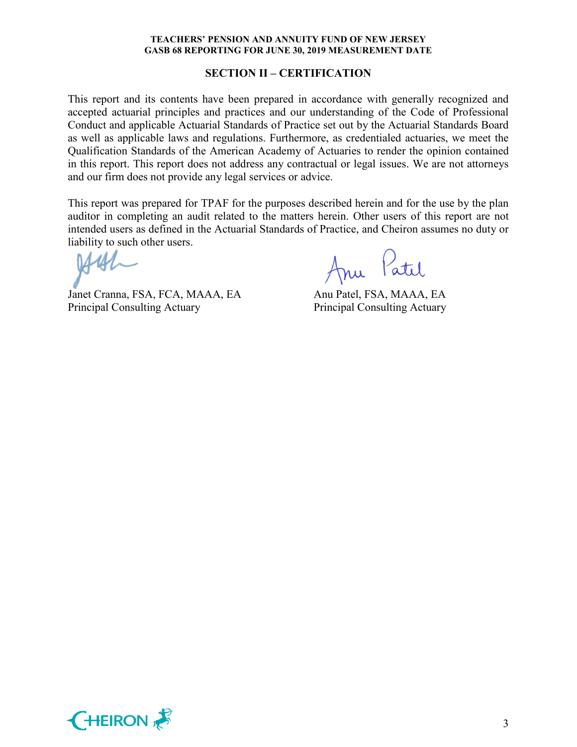## SECTION II – CERTIFICATION

This report and its contents have been prepared in accordance with generally recognized and accepted actuarial principles and practices and our understanding of the Code of Professional Conduct and applicable Actuarial Standards of Practice set out by the Actuarial Standards Board as well as applicable laws and regulations. Furthermore, as credentialed actuaries, we meet the Qualification Standards of the American Academy of Actuaries to render the opinion contained in this report. This report does not address any contractual or legal issues. We are not attorneys and our firm does not provide any legal services or advice.

This report was prepared for TPAF for the purposes described herein and for the use by the plan auditor in completing an audit related to the matters herein. Other users of this report are not intended users as defined in the Actuarial Standards of Practice, and Cheiron assumes no duty or liability to such other users.

Janet Cranna, FSA, FCA, MAAA, EA
Principal Consulting Actuary

Anu Patel, FSA, MAAA, EA
Principal Consulting Actuary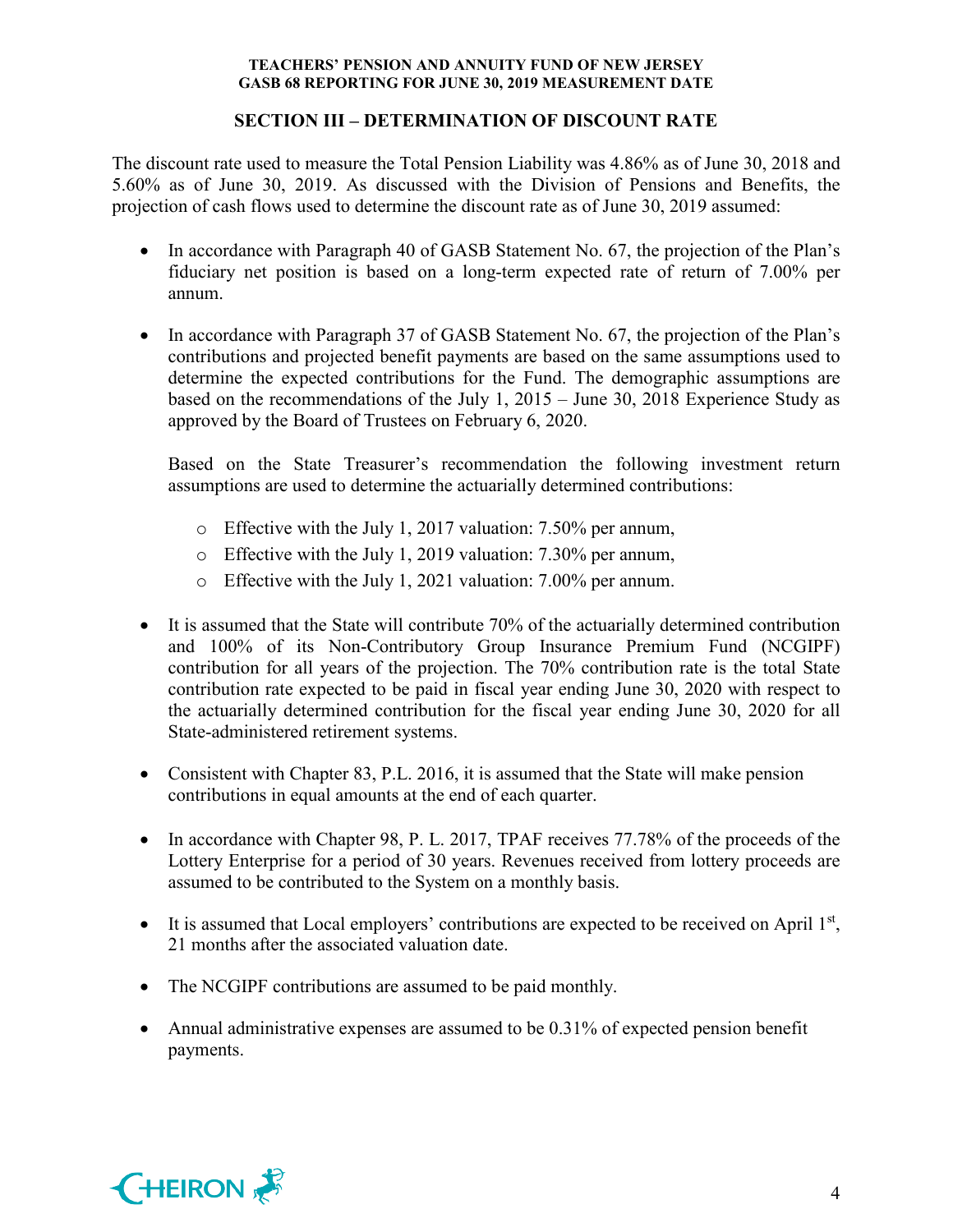## SECTION III – DETERMINATION OF DISCOUNT RATE

The discount rate used to measure the Total Pension Liability was 4.86% as of June 30, 2018 and 5.60% as of June 30, 2019. As discussed with the Division of Pensions and Benefits, the projection of cash flows used to determine the discount rate as of June 30, 2019 assumed:

- In accordance with Paragraph 40 of GASB Statement No. 67, the projection of the Plan's fiduciary net position is based on a long-term expected rate of return of 7.00% per annum.
- In accordance with Paragraph 37 of GASB Statement No. 67, the projection of the Plan's contributions and projected benefit payments are based on the same assumptions used to determine the expected contributions for the Fund. The demographic assumptions are based on the recommendations of the July 1, 2015 – June 30, 2018 Experience Study as approved by the Board of Trustees on February 6, 2020.

  Based on the State Treasurer's recommendation the following investment return assumptions are used to determine the actuarially determined contributions:

  - Effective with the July 1, 2017 valuation: 7.50% per annum,
  - Effective with the July 1, 2019 valuation: 7.30% per annum,
  - Effective with the July 1, 2021 valuation: 7.00% per annum.
- It is assumed that the State will contribute 70% of the actuarially determined contribution and 100% of its Non-Contributory Group Insurance Premium Fund (NCGIPF) contribution for all years of the projection. The 70% contribution rate is the total State contribution rate expected to be paid in fiscal year ending June 30, 2020 with respect to the actuarially determined contribution for the fiscal year ending June 30, 2020 for all State-administered retirement systems.
- Consistent with Chapter 83, P.L. 2016, it is assumed that the State will make pension contributions in equal amounts at the end of each quarter.
- In accordance with Chapter 98, P. L. 2017, TPAF receives 77.78% of the proceeds of the Lottery Enterprise for a period of 30 years. Revenues received from lottery proceeds are assumed to be contributed to the System on a monthly basis.
- It is assumed that Local employers' contributions are expected to be received on April 1st, 21 months after the associated valuation date.
- The NCGIPF contributions are assumed to be paid monthly.
- Annual administrative expenses are assumed to be 0.31% of expected pension benefit payments.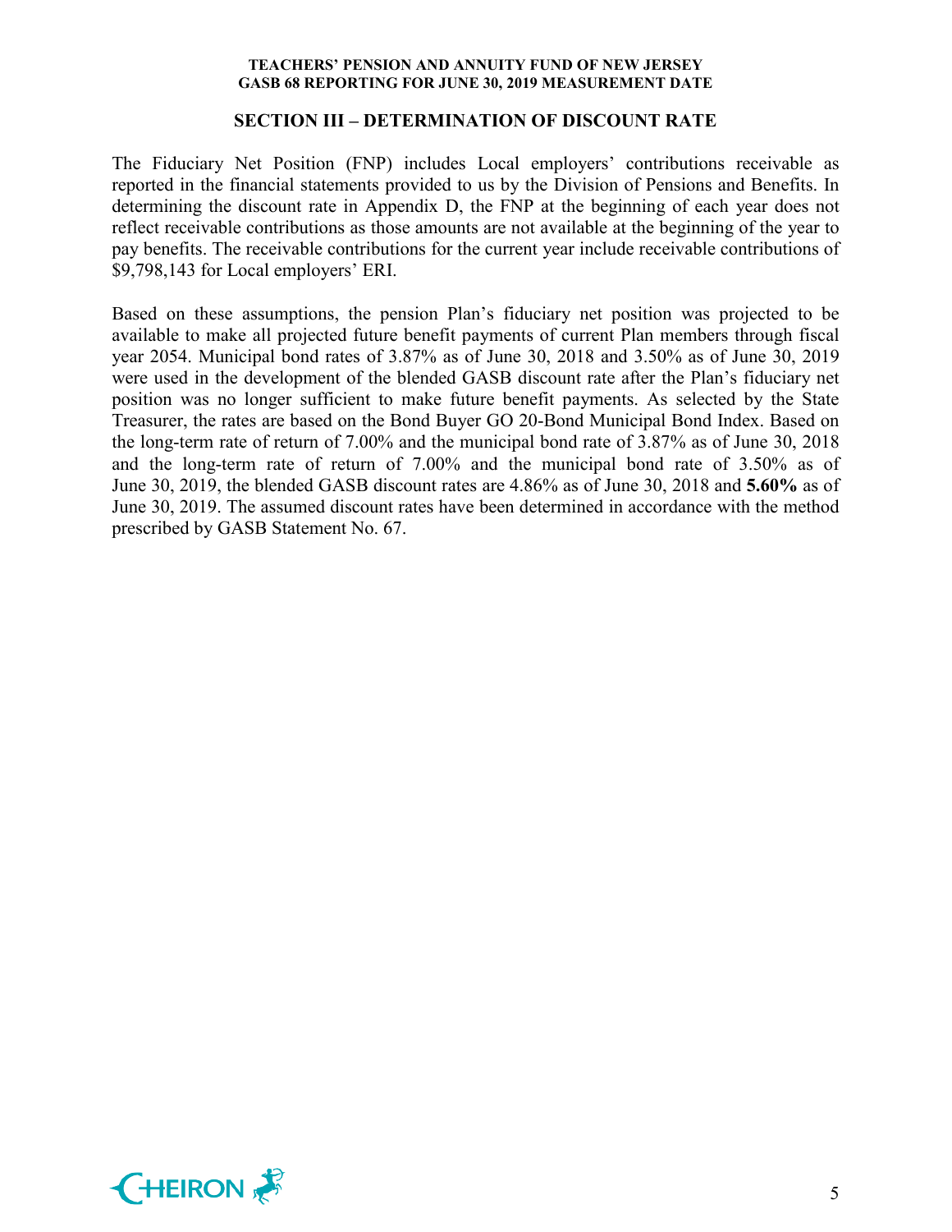## SECTION III – DETERMINATION OF DISCOUNT RATE

The Fiduciary Net Position (FNP) includes Local employers' contributions receivable as reported in the financial statements provided to us by the Division of Pensions and Benefits. In determining the discount rate in Appendix D, the FNP at the beginning of each year does not reflect receivable contributions as those amounts are not available at the beginning of the year to pay benefits. The receivable contributions for the current year include receivable contributions of $9,798,143 for Local employers' ERI.

Based on these assumptions, the pension Plan's fiduciary net position was projected to be available to make all projected future benefit payments of current Plan members through fiscal year 2054. Municipal bond rates of 3.87% as of June 30, 2018 and 3.50% as of June 30, 2019 were used in the development of the blended GASB discount rate after the Plan's fiduciary net position was no longer sufficient to make future benefit payments. As selected by the State Treasurer, the rates are based on the Bond Buyer GO 20-Bond Municipal Bond Index. Based on the long-term rate of return of 7.00% and the municipal bond rate of 3.87% as of June 30, 2018 and the long-term rate of return of 7.00% and the municipal bond rate of 3.50% as of June 30, 2019, the blended GASB discount rates are 4.86% as of June 30, 2018 and **5.60%** as of June 30, 2019. The assumed discount rates have been determined in accordance with the method prescribed by GASB Statement No. 67.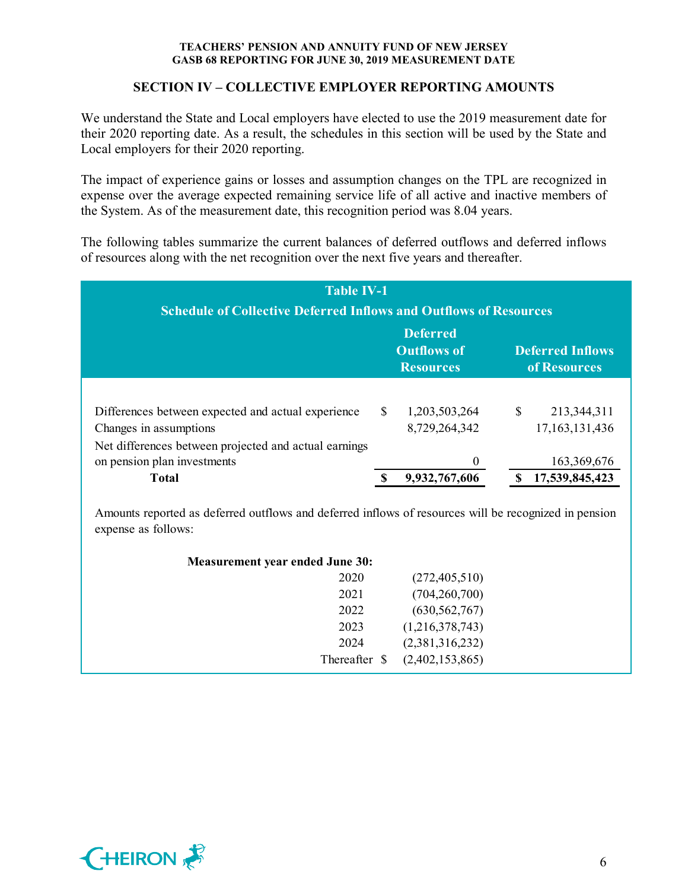## SECTION IV – COLLECTIVE EMPLOYER REPORTING AMOUNTS

We understand the State and Local employers have elected to use the 2019 measurement date for their 2020 reporting date. As a result, the schedules in this section will be used by the State and Local employers for their 2020 reporting.

The impact of experience gains or losses and assumption changes on the TPL are recognized in expense over the average expected remaining service life of all active and inactive members of the System. As of the measurement date, this recognition period was 8.04 years.

The following tables summarize the current balances of deferred outflows and deferred inflows of resources along with the net recognition over the next five years and thereafter.

**Table IV-1**

**Schedule of Collective Deferred Inflows and Outflows of Resources**

| | Deferred Outflows of Resources | Deferred Inflows of Resources |
|---|---|---|
| Differences between expected and actual experience | $ 1,203,503,264 | $ 213,344,311 |
| Changes in assumptions | 8,729,264,342 | 17,163,131,436 |
| Net differences between projected and actual earnings on pension plan investments | 0 | 163,369,676 |
| **Total** | **$ 9,932,767,606** | **$ 17,539,845,423** |

Amounts reported as deferred outflows and deferred inflows of resources will be recognized in pension expense as follows:

| Measurement year ended June 30: | |
|---|---|
| 2020 | (272,405,510) |
| 2021 | (704,260,700) |
| 2022 | (630,562,767) |
| 2023 | (1,216,378,743) |
| 2024 | (2,381,316,232) |
| Thereafter | $ (2,402,153,865) |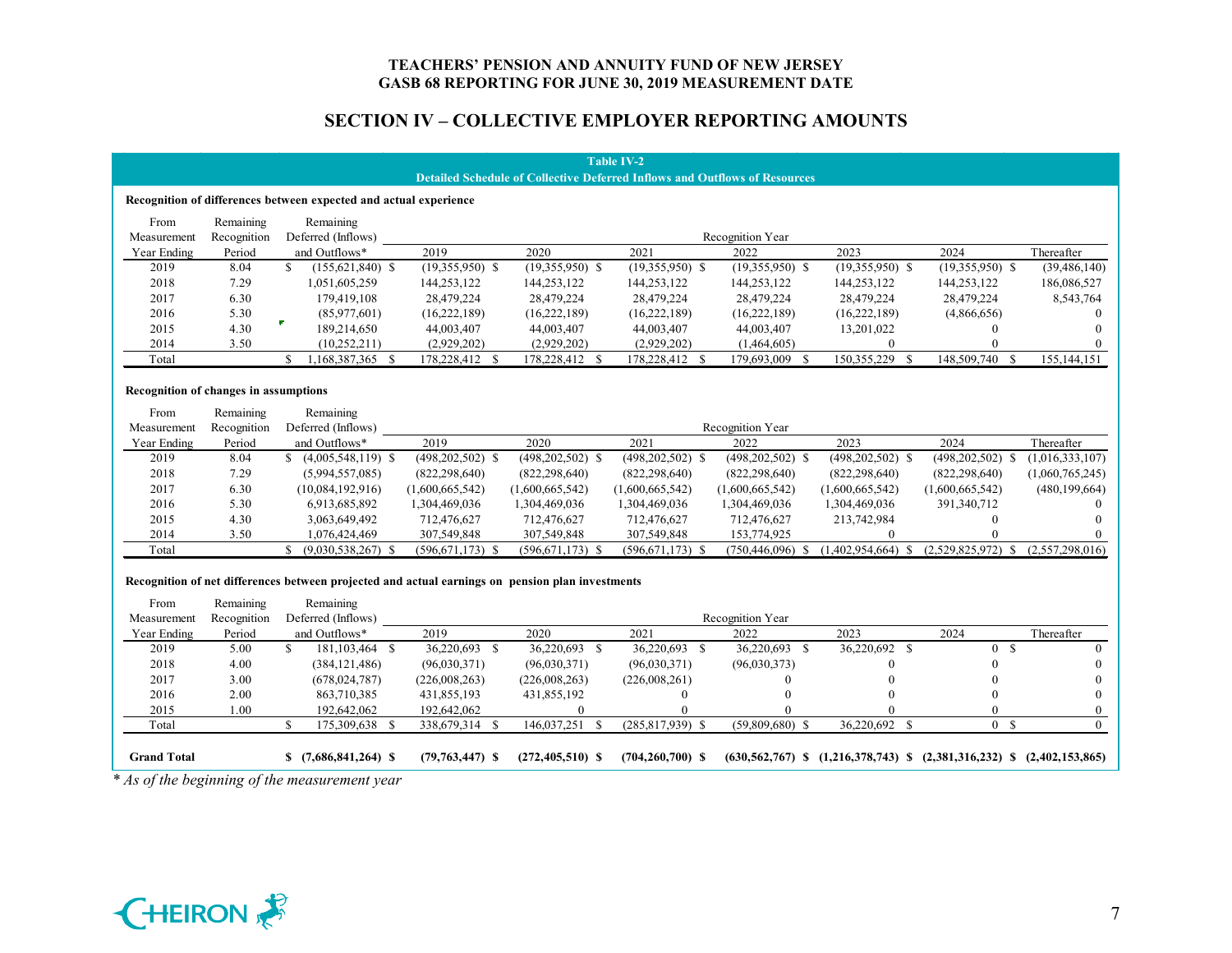# TEACHERS' PENSION AND ANNUITY FUND OF NEW JERSEY
## GASB 68 REPORTING FOR JUNE 30, 2019 MEASUREMENT DATE

## SECTION IV – COLLECTIVE EMPLOYER REPORTING AMOUNTS

**Table IV-2**
**Detailed Schedule of Collective Deferred Inflows and Outflows of Resources**

**Recognition of differences between expected and actual experience**

| From Measurement Year Ending | Remaining Recognition Period | Remaining Deferred (Inflows) and Outflows* | Recognition Year 2019 | 2020 | 2021 | 2022 | 2023 | 2024 | Thereafter |
|---|---|---|---|---|---|---|---|---|---|
| 2019 | 8.04 | $ (155,621,840) | $ (19,355,950) | $ (19,355,950) | $ (19,355,950) | $ (19,355,950) | $ (19,355,950) | $ (19,355,950) | $ (39,486,140) |
| 2018 | 7.29 | 1,051,605,259 | 144,253,122 | 144,253,122 | 144,253,122 | 144,253,122 | 144,253,122 | 144,253,122 | 186,086,527 |
| 2017 | 6.30 | 179,419,108 | 28,479,224 | 28,479,224 | 28,479,224 | 28,479,224 | 28,479,224 | 28,479,224 | 8,543,764 |
| 2016 | 5.30 | (85,977,601) | (16,222,189) | (16,222,189) | (16,222,189) | (16,222,189) | (16,222,189) | (4,866,656) | 0 |
| 2015 | 4.30 | 189,214,650 | 44,003,407 | 44,003,407 | 44,003,407 | 44,003,407 | 13,201,022 | 0 | 0 |
| 2014 | 3.50 | (10,252,211) | (2,929,202) | (2,929,202) | (2,929,202) | (1,464,605) | 0 | 0 | 0 |
| Total | | $ 1,168,387,365 | $ 178,228,412 | $ 178,228,412 | $ 178,228,412 | $ 179,693,009 | $ 150,355,229 | $ 148,509,740 | $ 155,144,151 |

**Recognition of changes in assumptions**

| From Measurement Year Ending | Remaining Recognition Period | Remaining Deferred (Inflows) and Outflows* | Recognition Year 2019 | 2020 | 2021 | 2022 | 2023 | 2024 | Thereafter |
|---|---|---|---|---|---|---|---|---|---|
| 2019 | 8.04 | $ (4,005,548,119) | $ (498,202,502) | $ (498,202,502) | $ (498,202,502) | $ (498,202,502) | $ (498,202,502) | $ (498,202,502) | $ (1,016,333,107) |
| 2018 | 7.29 | (5,994,557,085) | (822,298,640) | (822,298,640) | (822,298,640) | (822,298,640) | (822,298,640) | (822,298,640) | (1,060,765,245) |
| 2017 | 6.30 | (10,084,192,916) | (1,600,665,542) | (1,600,665,542) | (1,600,665,542) | (1,600,665,542) | (1,600,665,542) | (1,600,665,542) | (480,199,664) |
| 2016 | 5.30 | 6,913,685,892 | 1,304,469,036 | 1,304,469,036 | 1,304,469,036 | 1,304,469,036 | 1,304,469,036 | 391,340,712 | 0 |
| 2015 | 4.30 | 3,063,649,492 | 712,476,627 | 712,476,627 | 712,476,627 | 712,476,627 | 213,742,984 | 0 | 0 |
| 2014 | 3.50 | 1,076,424,469 | 307,549,848 | 307,549,848 | 307,549,848 | 153,774,925 | 0 | 0 | 0 |
| Total | | $ (9,030,538,267) | $ (596,671,173) | $ (596,671,173) | $ (596,671,173) | $ (750,446,096) | $ (1,402,954,664) | $ (2,529,825,972) | $ (2,557,298,016) |

**Recognition of net differences between projected and actual earnings on pension plan investments**

| From Measurement Year Ending | Remaining Recognition Period | Remaining Deferred (Inflows) and Outflows* | Recognition Year 2019 | 2020 | 2021 | 2022 | 2023 | 2024 | Thereafter |
|---|---|---|---|---|---|---|---|---|---|
| 2019 | 5.00 | $ 181,103,464 | $ 36,220,693 | $ 36,220,693 | $ 36,220,693 | $ 36,220,693 | $ 36,220,692 | $ 0 | $ 0 |
| 2018 | 4.00 | (384,121,486) | (96,030,371) | (96,030,371) | (96,030,371) | (96,030,373) | 0 | 0 | 0 |
| 2017 | 3.00 | (678,024,787) | (226,008,263) | (226,008,263) | (226,008,261) | 0 | 0 | 0 | 0 |
| 2016 | 2.00 | 863,710,385 | 431,855,193 | 431,855,192 | 0 | 0 | 0 | 0 | 0 |
| 2015 | 1.00 | 192,642,062 | 192,642,062 | 0 | 0 | 0 | 0 | 0 | 0 |
| Total | | $ 175,309,638 | $ 338,679,314 | $ 146,037,251 | $ (285,817,939) | $ (59,809,680) | $ 36,220,692 | $ 0 | $ 0 |
| **Grand Total** | | **$ (7,686,841,264)** | **$ (79,763,447)** | **$ (272,405,510)** | **$ (704,260,700)** | **$ (630,562,767)** | **$ (1,216,378,743)** | **$ (2,381,316,232)** | **$ (2,402,153,865)** |

*\* As of the beginning of the measurement year*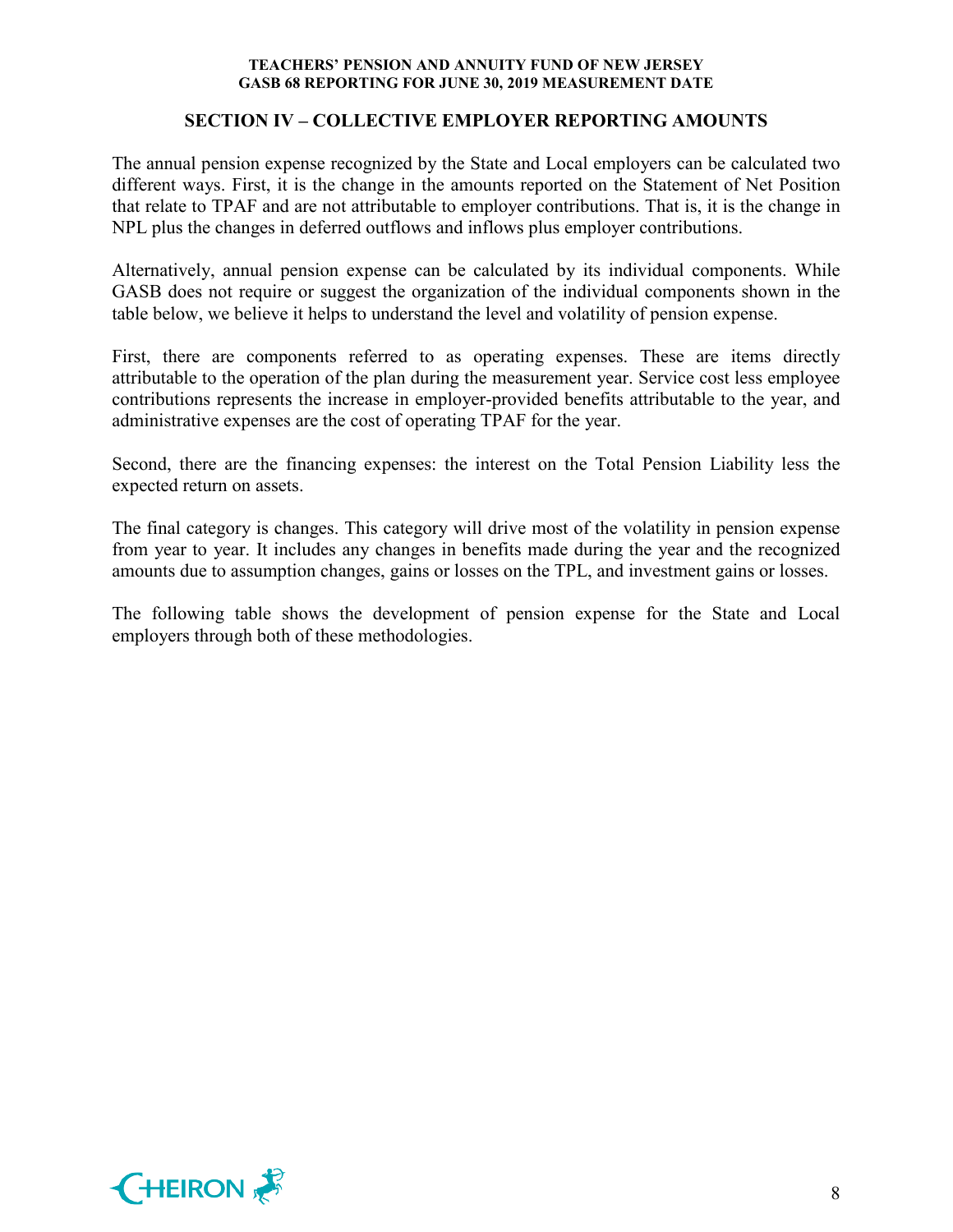## SECTION IV – COLLECTIVE EMPLOYER REPORTING AMOUNTS

The annual pension expense recognized by the State and Local employers can be calculated two different ways. First, it is the change in the amounts reported on the Statement of Net Position that relate to TPAF and are not attributable to employer contributions. That is, it is the change in NPL plus the changes in deferred outflows and inflows plus employer contributions.

Alternatively, annual pension expense can be calculated by its individual components. While GASB does not require or suggest the organization of the individual components shown in the table below, we believe it helps to understand the level and volatility of pension expense.

First, there are components referred to as operating expenses. These are items directly attributable to the operation of the plan during the measurement year. Service cost less employee contributions represents the increase in employer-provided benefits attributable to the year, and administrative expenses are the cost of operating TPAF for the year.

Second, there are the financing expenses: the interest on the Total Pension Liability less the expected return on assets.

The final category is changes. This category will drive most of the volatility in pension expense from year to year. It includes any changes in benefits made during the year and the recognized amounts due to assumption changes, gains or losses on the TPL, and investment gains or losses.

The following table shows the development of pension expense for the State and Local employers through both of these methodologies.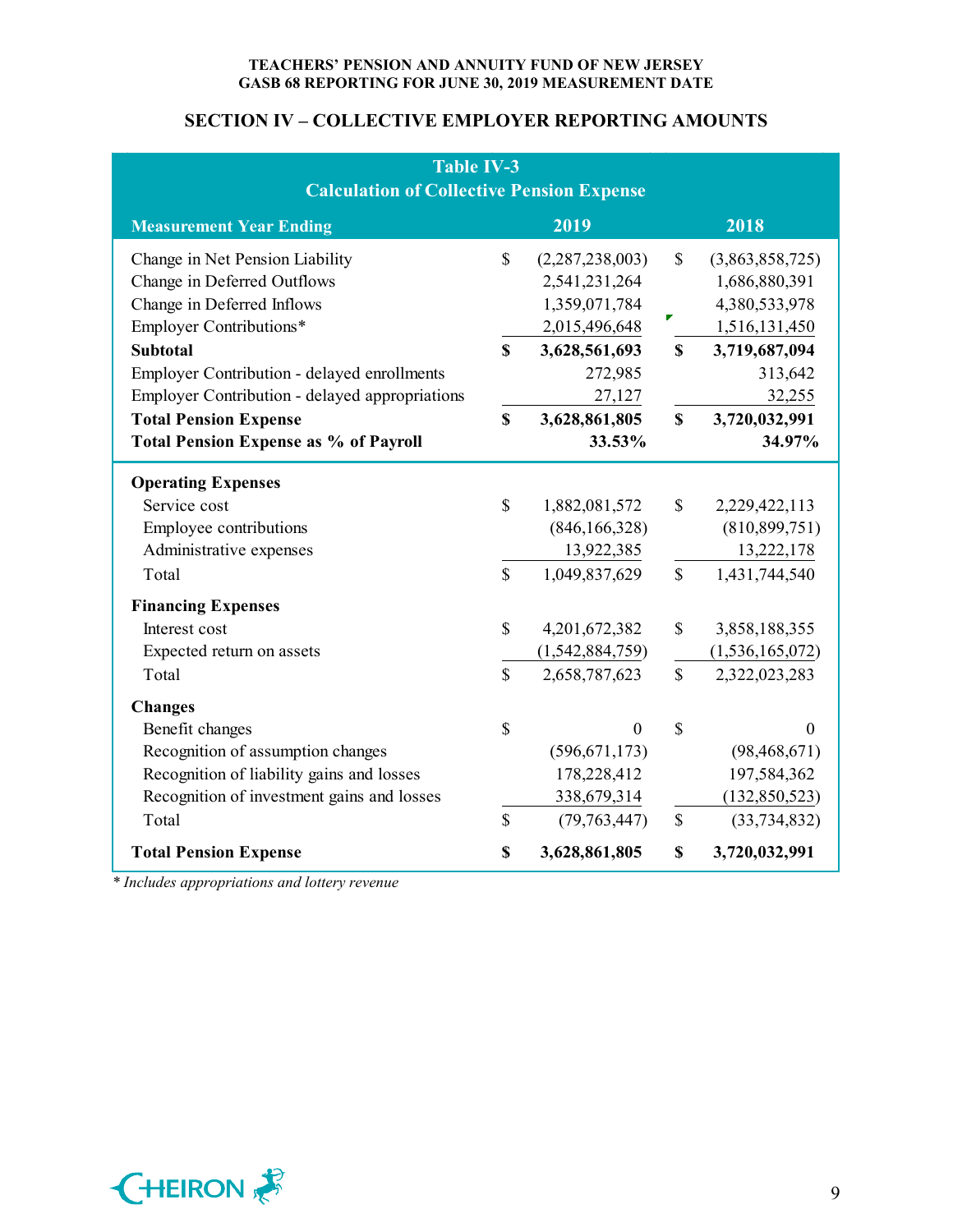TEACHERS' PENSION AND ANNUITY FUND OF NEW JERSEY
GASB 68 REPORTING FOR JUNE 30, 2019 MEASUREMENT DATE

## SECTION IV – COLLECTIVE EMPLOYER REPORTING AMOUNTS

**Table IV-3**
**Calculation of Collective Pension Expense**

| Measurement Year Ending | 2019 | 2018 |
|---|---|---|
| Change in Net Pension Liability | $ (2,287,238,003) | $ (3,863,858,725) |
| Change in Deferred Outflows | 2,541,231,264 | 1,686,880,391 |
| Change in Deferred Inflows | 1,359,071,784 | 4,380,533,978 |
| Employer Contributions* | 2,015,496,648 | 1,516,131,450 |
| **Subtotal** | **$ 3,628,561,693** | **$ 3,719,687,094** |
| Employer Contribution - delayed enrollments | 272,985 | 313,642 |
| Employer Contribution - delayed appropriations | 27,127 | 32,255 |
| **Total Pension Expense** | **$ 3,628,861,805** | **$ 3,720,032,991** |
| **Total Pension Expense as % of Payroll** | **33.53%** | **34.97%** |
| **Operating Expenses** | | |
| Service cost | $ 1,882,081,572 | $ 2,229,422,113 |
| Employee contributions | (846,166,328) | (810,899,751) |
| Administrative expenses | 13,922,385 | 13,222,178 |
| Total | $ 1,049,837,629 | $ 1,431,744,540 |
| **Financing Expenses** | | |
| Interest cost | $ 4,201,672,382 | $ 3,858,188,355 |
| Expected return on assets | (1,542,884,759) | (1,536,165,072) |
| Total | $ 2,658,787,623 | $ 2,322,023,283 |
| **Changes** | | |
| Benefit changes | $ 0 | $ 0 |
| Recognition of assumption changes | (596,671,173) | (98,468,671) |
| Recognition of liability gains and losses | 178,228,412 | 197,584,362 |
| Recognition of investment gains and losses | 338,679,314 | (132,850,523) |
| Total | $ (79,763,447) | $ (33,734,832) |
| **Total Pension Expense** | **$ 3,628,861,805** | **$ 3,720,032,991** |

*\* Includes appropriations and lottery revenue*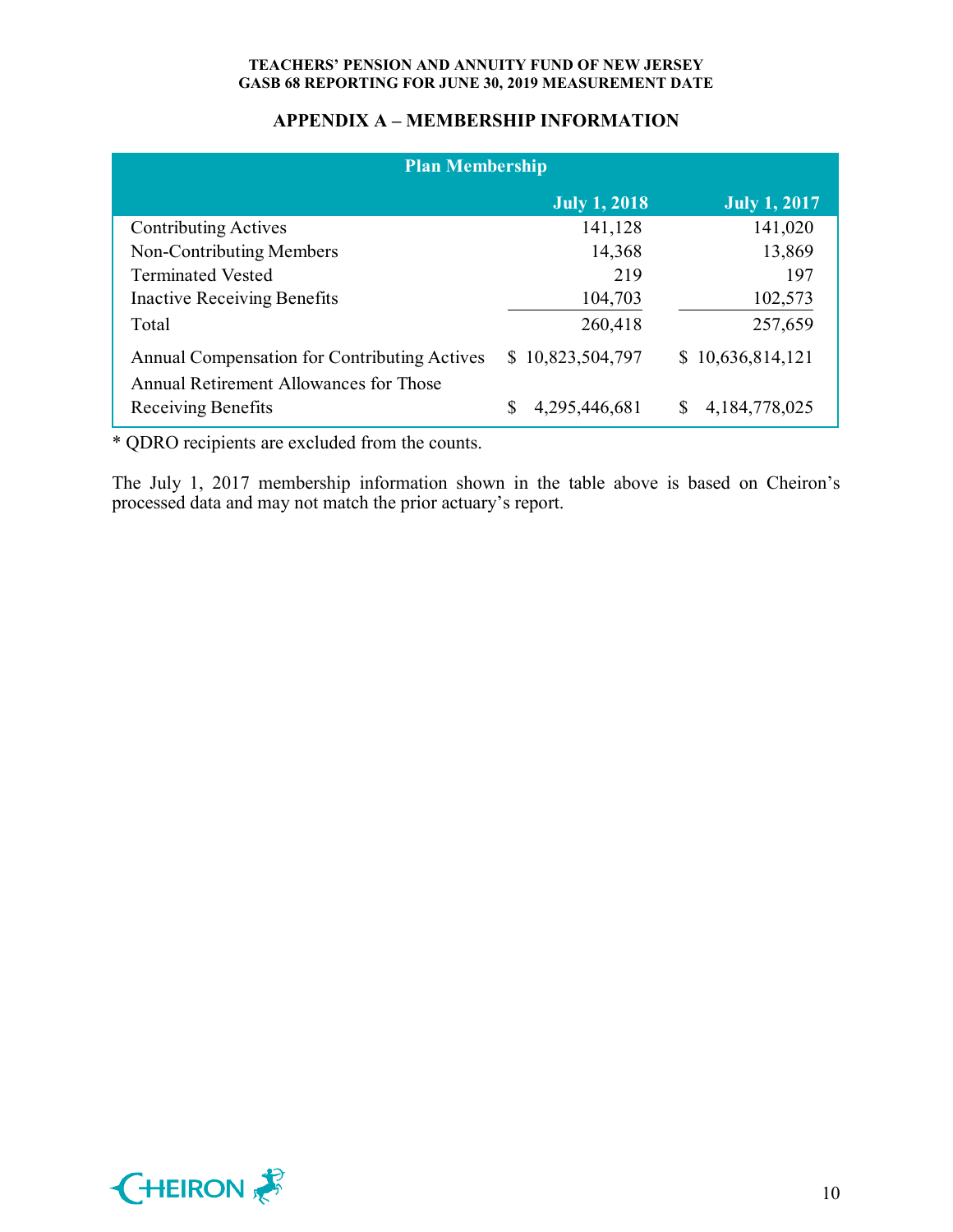## APPENDIX A – MEMBERSHIP INFORMATION

| Plan Membership | | |
|---|---|---|
| | **July 1, 2018** | **July 1, 2017** |
| Contributing Actives | 141,128 | 141,020 |
| Non-Contributing Members | 14,368 | 13,869 |
| Terminated Vested | 219 | 197 |
| Inactive Receiving Benefits | 104,703 | 102,573 |
| Total | 260,418 | 257,659 |
| Annual Compensation for Contributing Actives | $ 10,823,504,797 | $ 10,636,814,121 |
| Annual Retirement Allowances for Those Receiving Benefits | $ 4,295,446,681 | $ 4,184,778,025 |

* QDRO recipients are excluded from the counts.

The July 1, 2017 membership information shown in the table above is based on Cheiron's processed data and may not match the prior actuary's report.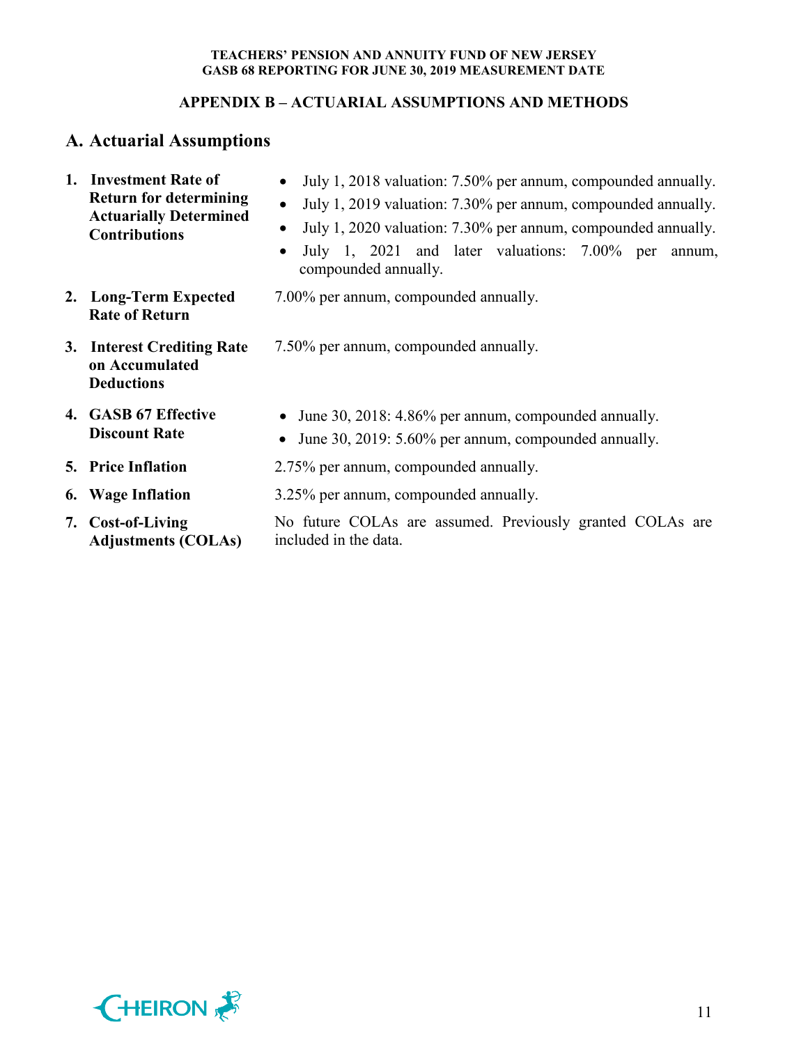## APPENDIX B – ACTUARIAL ASSUMPTIONS AND METHODS

## A. Actuarial Assumptions

1. **Investment Rate of Return for determining Actuarially Determined Contributions**
   - July 1, 2018 valuation: 7.50% per annum, compounded annually.
   - July 1, 2019 valuation: 7.30% per annum, compounded annually.
   - July 1, 2020 valuation: 7.30% per annum, compounded annually.
   - July 1, 2021 and later valuations: 7.00% per annum, compounded annually.

2. **Long-Term Expected Rate of Return**

   7.00% per annum, compounded annually.

3. **Interest Crediting Rate on Accumulated Deductions**

   7.50% per annum, compounded annually.

4. **GASB 67 Effective Discount Rate**
   - June 30, 2018: 4.86% per annum, compounded annually.
   - June 30, 2019: 5.60% per annum, compounded annually.

5. **Price Inflation**

   2.75% per annum, compounded annually.

6. **Wage Inflation**

   3.25% per annum, compounded annually.

7. **Cost-of-Living Adjustments (COLAs)**

   No future COLAs are assumed. Previously granted COLAs are included in the data.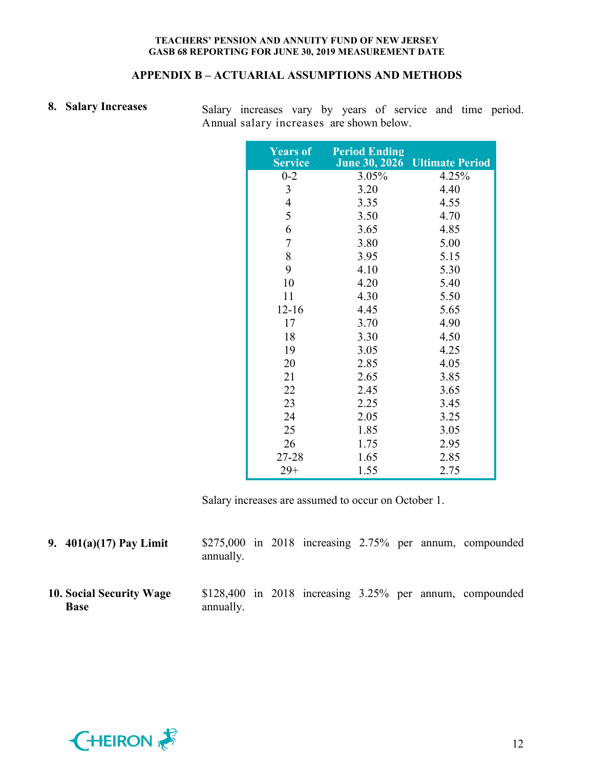## APPENDIX B – ACTUARIAL ASSUMPTIONS AND METHODS

**8. Salary Increases**

Salary increases vary by years of service and time period. Annual salary increases are shown below.

| Years of Service | Period Ending June 30, 2026 | Ultimate Period |
|---|---|---|
| 0-2 | 3.05% | 4.25% |
| 3 | 3.20 | 4.40 |
| 4 | 3.35 | 4.55 |
| 5 | 3.50 | 4.70 |
| 6 | 3.65 | 4.85 |
| 7 | 3.80 | 5.00 |
| 8 | 3.95 | 5.15 |
| 9 | 4.10 | 5.30 |
| 10 | 4.20 | 5.40 |
| 11 | 4.30 | 5.50 |
| 12-16 | 4.45 | 5.65 |
| 17 | 3.70 | 4.90 |
| 18 | 3.30 | 4.50 |
| 19 | 3.05 | 4.25 |
| 20 | 2.85 | 4.05 |
| 21 | 2.65 | 3.85 |
| 22 | 2.45 | 3.65 |
| 23 | 2.25 | 3.45 |
| 24 | 2.05 | 3.25 |
| 25 | 1.85 | 3.05 |
| 26 | 1.75 | 2.95 |
| 27-28 | 1.65 | 2.85 |
| 29+ | 1.55 | 2.75 |

Salary increases are assumed to occur on October 1.

**9. 401(a)(17) Pay Limit**

$275,000 in 2018 increasing 2.75% per annum, compounded annually.

**10. Social Security Wage Base**

$128,400 in 2018 increasing 3.25% per annum, compounded annually.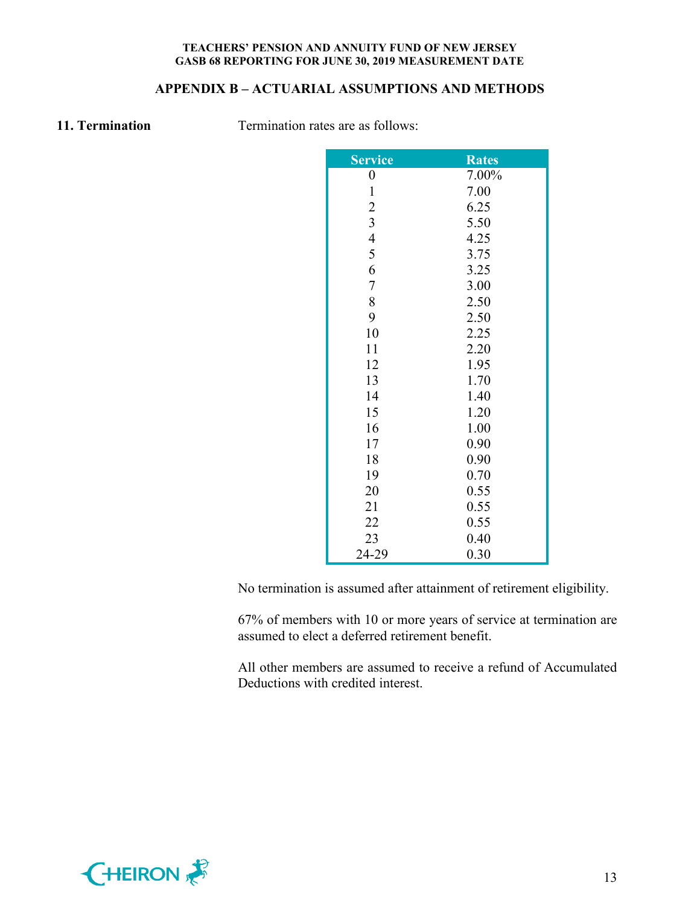## APPENDIX B – ACTUARIAL ASSUMPTIONS AND METHODS

**11. Termination**

Termination rates are as follows:

| Service | Rates |
|---|---|
| 0 | 7.00% |
| 1 | 7.00 |
| 2 | 6.25 |
| 3 | 5.50 |
| 4 | 4.25 |
| 5 | 3.75 |
| 6 | 3.25 |
| 7 | 3.00 |
| 8 | 2.50 |
| 9 | 2.50 |
| 10 | 2.25 |
| 11 | 2.20 |
| 12 | 1.95 |
| 13 | 1.70 |
| 14 | 1.40 |
| 15 | 1.20 |
| 16 | 1.00 |
| 17 | 0.90 |
| 18 | 0.90 |
| 19 | 0.70 |
| 20 | 0.55 |
| 21 | 0.55 |
| 22 | 0.55 |
| 23 | 0.40 |
| 24-29 | 0.30 |

No termination is assumed after attainment of retirement eligibility.

67% of members with 10 or more years of service at termination are assumed to elect a deferred retirement benefit.

All other members are assumed to receive a refund of Accumulated Deductions with credited interest.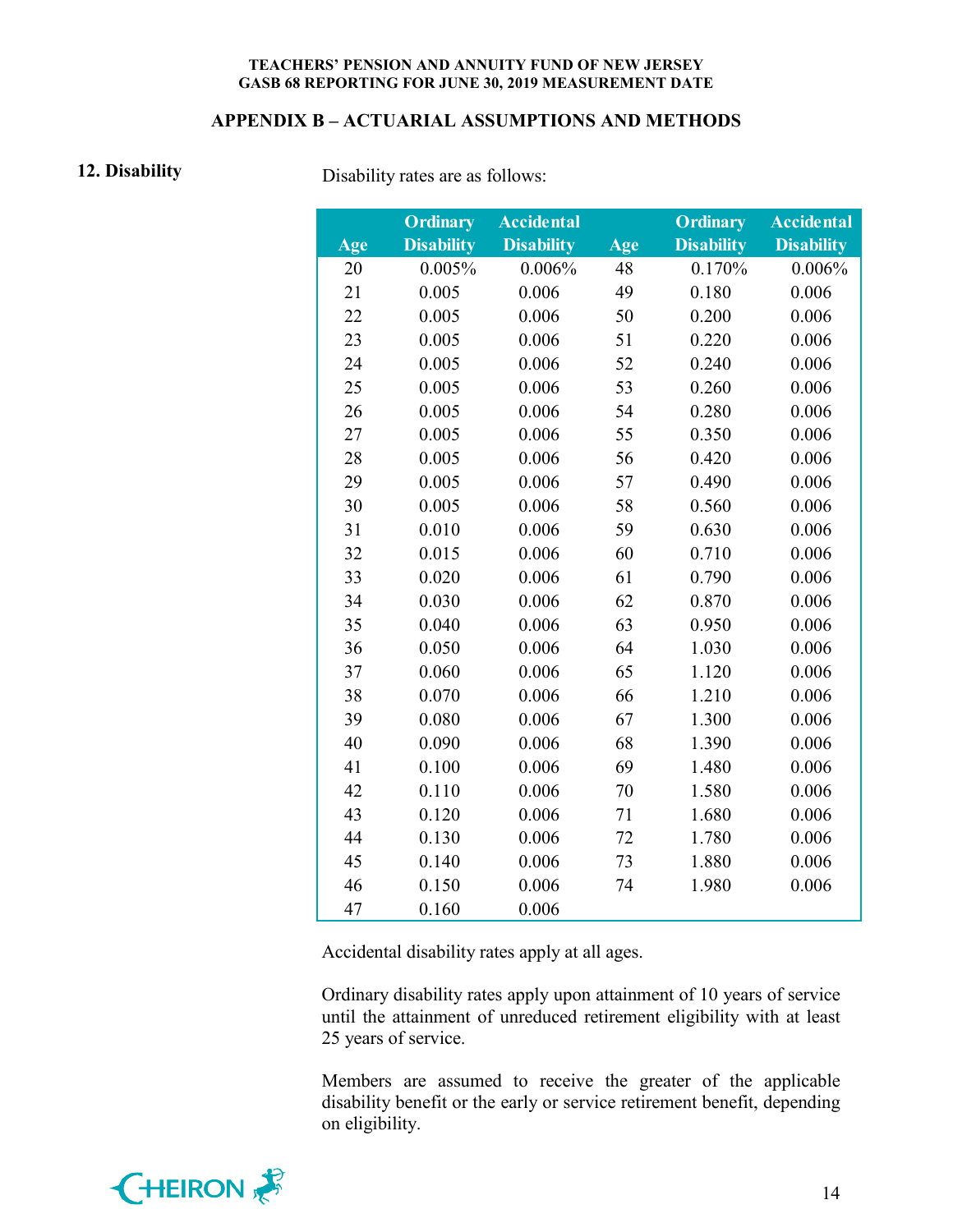## APPENDIX B – ACTUARIAL ASSUMPTIONS AND METHODS

**12. Disability**

Disability rates are as follows:

| Age | Ordinary Disability | Accidental Disability | Age | Ordinary Disability | Accidental Disability |
|---|---|---|---|---|---|
| 20 | 0.005% | 0.006% | 48 | 0.170% | 0.006% |
| 21 | 0.005 | 0.006 | 49 | 0.180 | 0.006 |
| 22 | 0.005 | 0.006 | 50 | 0.200 | 0.006 |
| 23 | 0.005 | 0.006 | 51 | 0.220 | 0.006 |
| 24 | 0.005 | 0.006 | 52 | 0.240 | 0.006 |
| 25 | 0.005 | 0.006 | 53 | 0.260 | 0.006 |
| 26 | 0.005 | 0.006 | 54 | 0.280 | 0.006 |
| 27 | 0.005 | 0.006 | 55 | 0.350 | 0.006 |
| 28 | 0.005 | 0.006 | 56 | 0.420 | 0.006 |
| 29 | 0.005 | 0.006 | 57 | 0.490 | 0.006 |
| 30 | 0.005 | 0.006 | 58 | 0.560 | 0.006 |
| 31 | 0.010 | 0.006 | 59 | 0.630 | 0.006 |
| 32 | 0.015 | 0.006 | 60 | 0.710 | 0.006 |
| 33 | 0.020 | 0.006 | 61 | 0.790 | 0.006 |
| 34 | 0.030 | 0.006 | 62 | 0.870 | 0.006 |
| 35 | 0.040 | 0.006 | 63 | 0.950 | 0.006 |
| 36 | 0.050 | 0.006 | 64 | 1.030 | 0.006 |
| 37 | 0.060 | 0.006 | 65 | 1.120 | 0.006 |
| 38 | 0.070 | 0.006 | 66 | 1.210 | 0.006 |
| 39 | 0.080 | 0.006 | 67 | 1.300 | 0.006 |
| 40 | 0.090 | 0.006 | 68 | 1.390 | 0.006 |
| 41 | 0.100 | 0.006 | 69 | 1.480 | 0.006 |
| 42 | 0.110 | 0.006 | 70 | 1.580 | 0.006 |
| 43 | 0.120 | 0.006 | 71 | 1.680 | 0.006 |
| 44 | 0.130 | 0.006 | 72 | 1.780 | 0.006 |
| 45 | 0.140 | 0.006 | 73 | 1.880 | 0.006 |
| 46 | 0.150 | 0.006 | 74 | 1.980 | 0.006 |
| 47 | 0.160 | 0.006 | | | |

Accidental disability rates apply at all ages.

Ordinary disability rates apply upon attainment of 10 years of service until the attainment of unreduced retirement eligibility with at least 25 years of service.

Members are assumed to receive the greater of the applicable disability benefit or the early or service retirement benefit, depending on eligibility.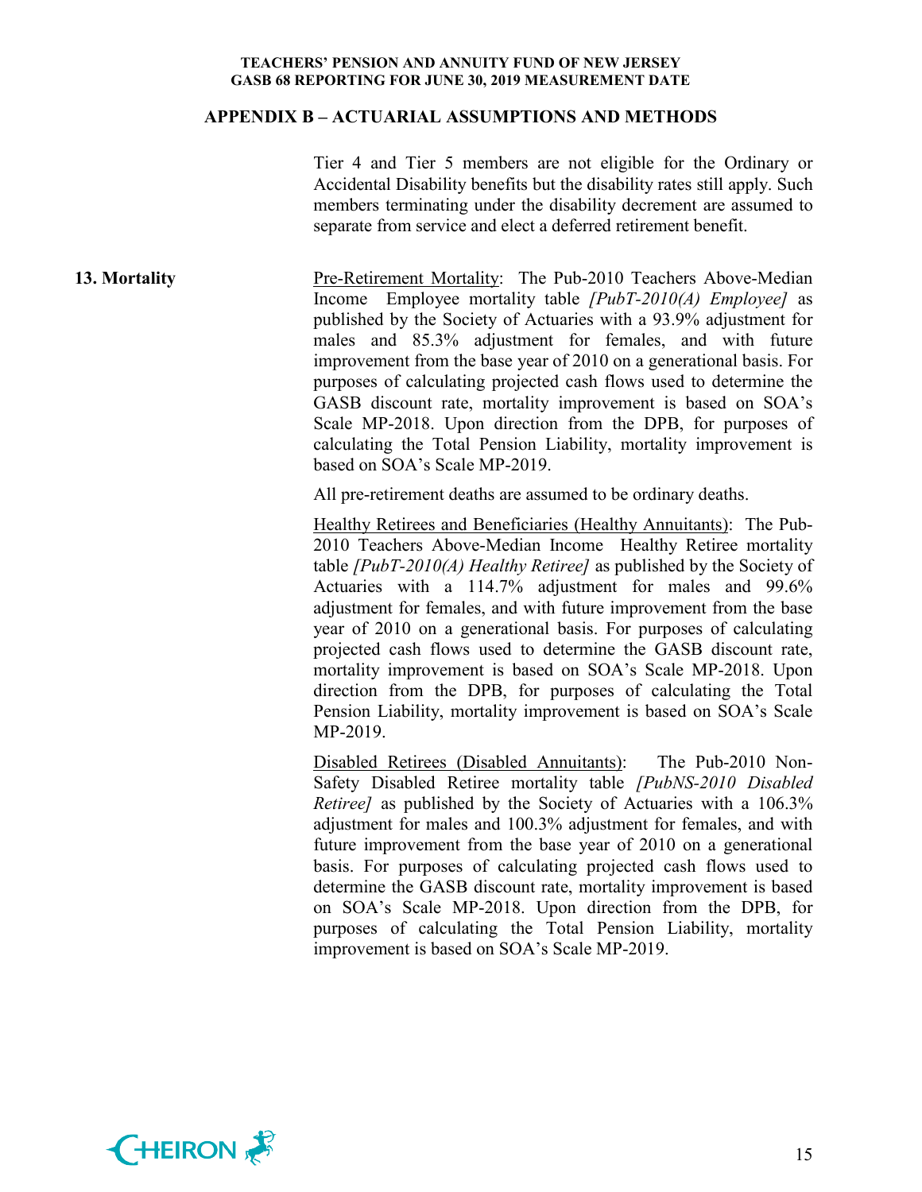## APPENDIX B – ACTUARIAL ASSUMPTIONS AND METHODS

Tier 4 and Tier 5 members are not eligible for the Ordinary or Accidental Disability benefits but the disability rates still apply. Such members terminating under the disability decrement are assumed to separate from service and elect a deferred retirement benefit.

**13. Mortality**

Pre-Retirement Mortality: The Pub-2010 Teachers Above-Median Income Employee mortality table *[PubT-2010(A) Employee]* as published by the Society of Actuaries with a 93.9% adjustment for males and 85.3% adjustment for females, and with future improvement from the base year of 2010 on a generational basis. For purposes of calculating projected cash flows used to determine the GASB discount rate, mortality improvement is based on SOA's Scale MP-2018. Upon direction from the DPB, for purposes of calculating the Total Pension Liability, mortality improvement is based on SOA's Scale MP-2019.

All pre-retirement deaths are assumed to be ordinary deaths.

Healthy Retirees and Beneficiaries (Healthy Annuitants): The Pub-2010 Teachers Above-Median Income Healthy Retiree mortality table *[PubT-2010(A) Healthy Retiree]* as published by the Society of Actuaries with a 114.7% adjustment for males and 99.6% adjustment for females, and with future improvement from the base year of 2010 on a generational basis. For purposes of calculating projected cash flows used to determine the GASB discount rate, mortality improvement is based on SOA's Scale MP-2018. Upon direction from the DPB, for purposes of calculating the Total Pension Liability, mortality improvement is based on SOA's Scale MP-2019.

Disabled Retirees (Disabled Annuitants): The Pub-2010 Non-Safety Disabled Retiree mortality table *[PubNS-2010 Disabled Retiree]* as published by the Society of Actuaries with a 106.3% adjustment for males and 100.3% adjustment for females, and with future improvement from the base year of 2010 on a generational basis. For purposes of calculating projected cash flows used to determine the GASB discount rate, mortality improvement is based on SOA's Scale MP-2018. Upon direction from the DPB, for purposes of calculating the Total Pension Liability, mortality improvement is based on SOA's Scale MP-2019.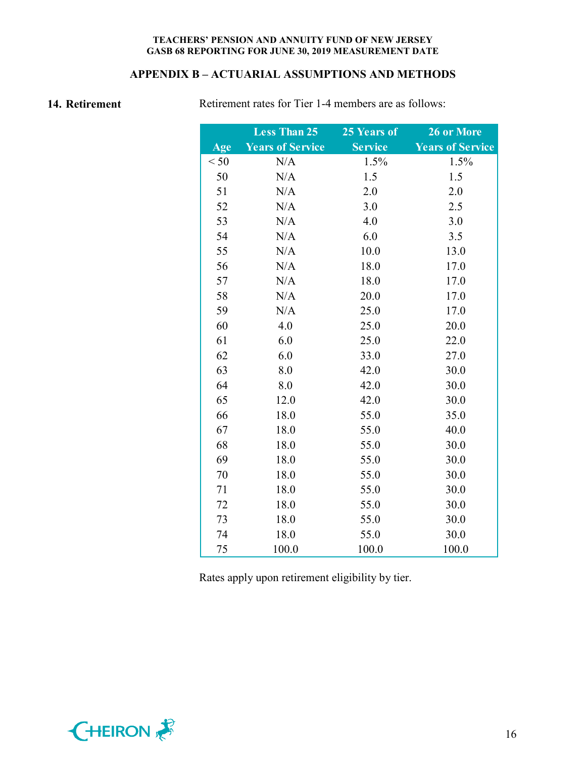## APPENDIX B – ACTUARIAL ASSUMPTIONS AND METHODS

**14. Retirement**

Retirement rates for Tier 1-4 members are as follows:

| Age | Less Than 25 Years of Service | 25 Years of Service | 26 or More Years of Service |
|---|---|---|---|
| < 50 | N/A | 1.5% | 1.5% |
| 50 | N/A | 1.5 | 1.5 |
| 51 | N/A | 2.0 | 2.0 |
| 52 | N/A | 3.0 | 2.5 |
| 53 | N/A | 4.0 | 3.0 |
| 54 | N/A | 6.0 | 3.5 |
| 55 | N/A | 10.0 | 13.0 |
| 56 | N/A | 18.0 | 17.0 |
| 57 | N/A | 18.0 | 17.0 |
| 58 | N/A | 20.0 | 17.0 |
| 59 | N/A | 25.0 | 17.0 |
| 60 | 4.0 | 25.0 | 20.0 |
| 61 | 6.0 | 25.0 | 22.0 |
| 62 | 6.0 | 33.0 | 27.0 |
| 63 | 8.0 | 42.0 | 30.0 |
| 64 | 8.0 | 42.0 | 30.0 |
| 65 | 12.0 | 42.0 | 30.0 |
| 66 | 18.0 | 55.0 | 35.0 |
| 67 | 18.0 | 55.0 | 40.0 |
| 68 | 18.0 | 55.0 | 30.0 |
| 69 | 18.0 | 55.0 | 30.0 |
| 70 | 18.0 | 55.0 | 30.0 |
| 71 | 18.0 | 55.0 | 30.0 |
| 72 | 18.0 | 55.0 | 30.0 |
| 73 | 18.0 | 55.0 | 30.0 |
| 74 | 18.0 | 55.0 | 30.0 |
| 75 | 100.0 | 100.0 | 100.0 |

Rates apply upon retirement eligibility by tier.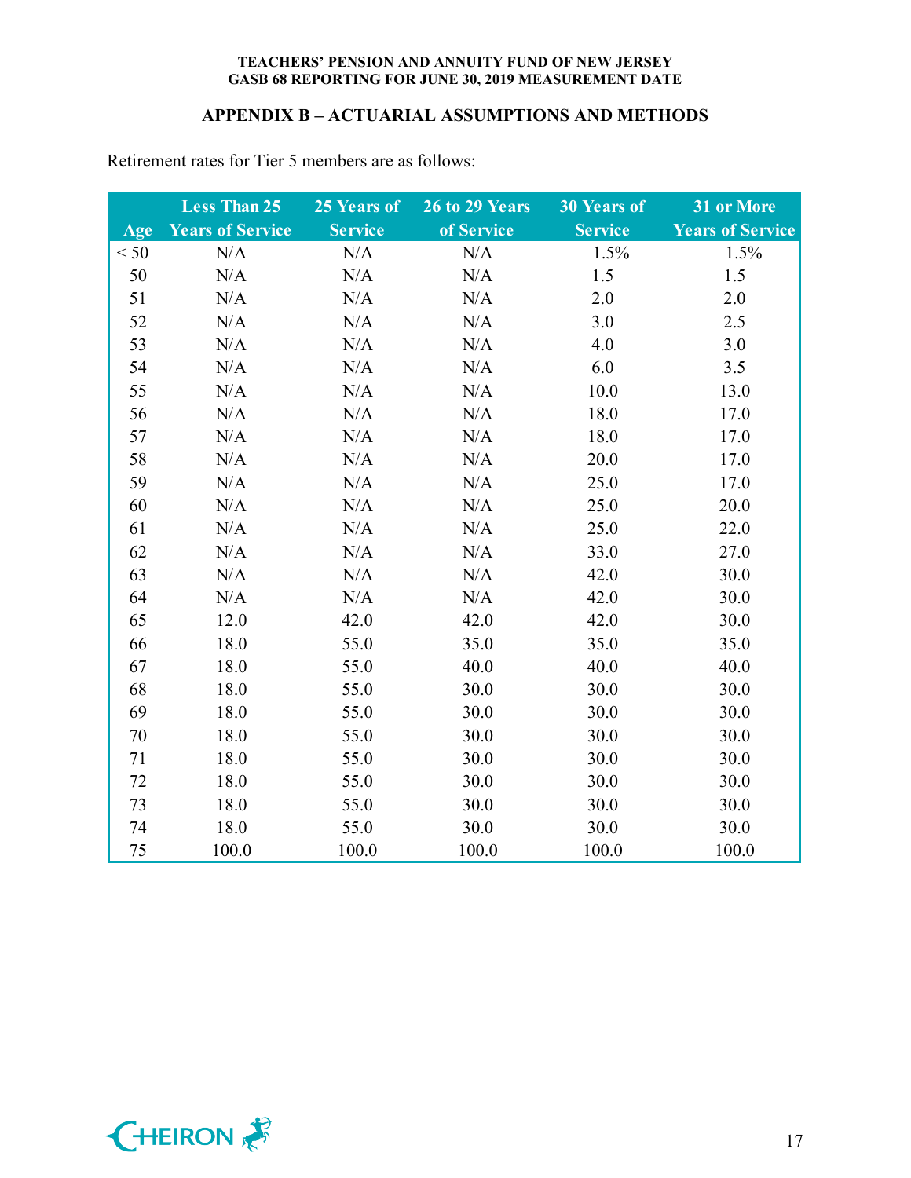## APPENDIX B – ACTUARIAL ASSUMPTIONS AND METHODS

Retirement rates for Tier 5 members are as follows:

| Age | Less Than 25 Years of Service | 25 Years of Service | 26 to 29 Years of Service | 30 Years of Service | 31 or More Years of Service |
|---|---|---|---|---|---|
| < 50 | N/A | N/A | N/A | 1.5% | 1.5% |
| 50 | N/A | N/A | N/A | 1.5 | 1.5 |
| 51 | N/A | N/A | N/A | 2.0 | 2.0 |
| 52 | N/A | N/A | N/A | 3.0 | 2.5 |
| 53 | N/A | N/A | N/A | 4.0 | 3.0 |
| 54 | N/A | N/A | N/A | 6.0 | 3.5 |
| 55 | N/A | N/A | N/A | 10.0 | 13.0 |
| 56 | N/A | N/A | N/A | 18.0 | 17.0 |
| 57 | N/A | N/A | N/A | 18.0 | 17.0 |
| 58 | N/A | N/A | N/A | 20.0 | 17.0 |
| 59 | N/A | N/A | N/A | 25.0 | 17.0 |
| 60 | N/A | N/A | N/A | 25.0 | 20.0 |
| 61 | N/A | N/A | N/A | 25.0 | 22.0 |
| 62 | N/A | N/A | N/A | 33.0 | 27.0 |
| 63 | N/A | N/A | N/A | 42.0 | 30.0 |
| 64 | N/A | N/A | N/A | 42.0 | 30.0 |
| 65 | 12.0 | 42.0 | 42.0 | 42.0 | 30.0 |
| 66 | 18.0 | 55.0 | 35.0 | 35.0 | 35.0 |
| 67 | 18.0 | 55.0 | 40.0 | 40.0 | 40.0 |
| 68 | 18.0 | 55.0 | 30.0 | 30.0 | 30.0 |
| 69 | 18.0 | 55.0 | 30.0 | 30.0 | 30.0 |
| 70 | 18.0 | 55.0 | 30.0 | 30.0 | 30.0 |
| 71 | 18.0 | 55.0 | 30.0 | 30.0 | 30.0 |
| 72 | 18.0 | 55.0 | 30.0 | 30.0 | 30.0 |
| 73 | 18.0 | 55.0 | 30.0 | 30.0 | 30.0 |
| 74 | 18.0 | 55.0 | 30.0 | 30.0 | 30.0 |
| 75 | 100.0 | 100.0 | 100.0 | 100.0 | 100.0 |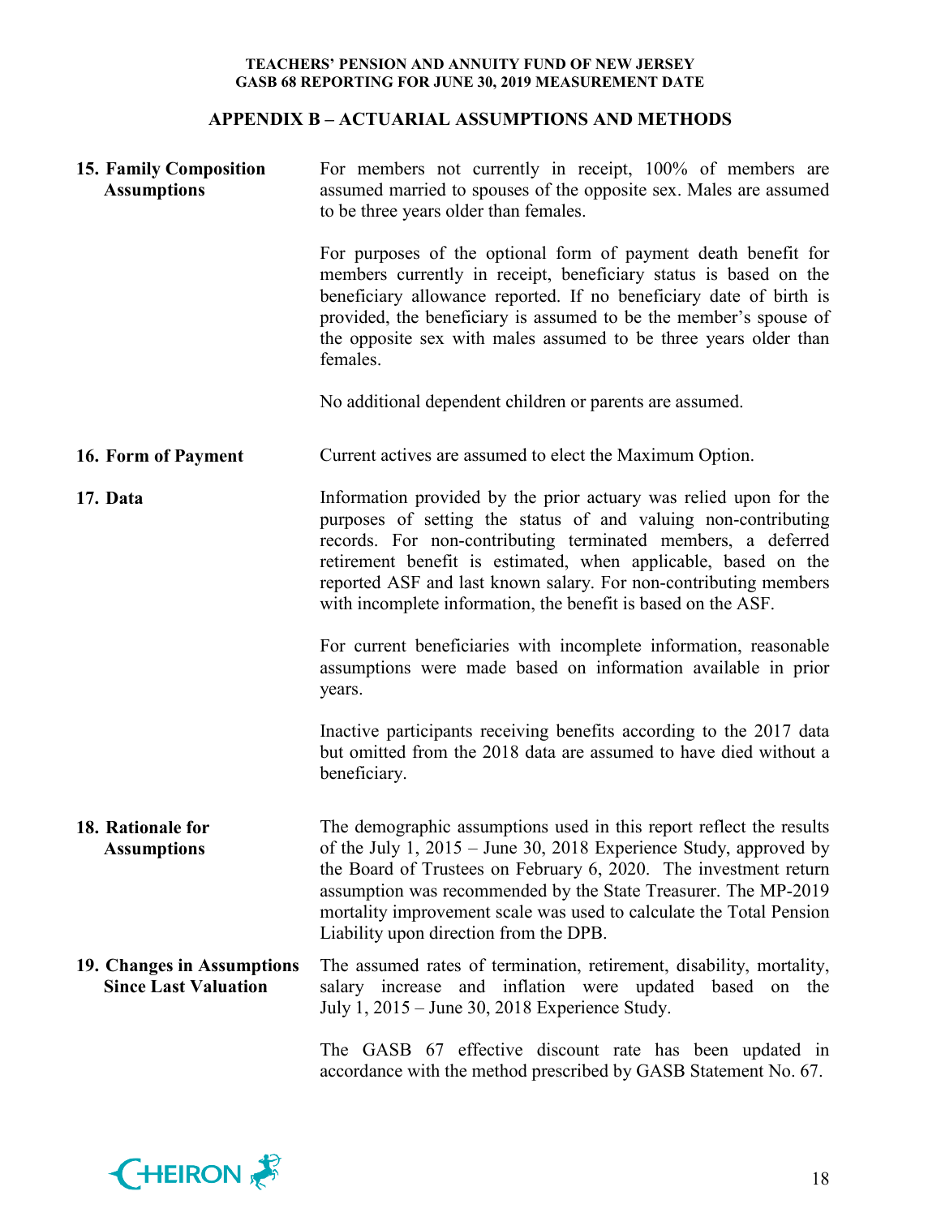## APPENDIX B – ACTUARIAL ASSUMPTIONS AND METHODS

**15. Family Composition Assumptions**

For members not currently in receipt, 100% of members are assumed married to spouses of the opposite sex. Males are assumed to be three years older than females.

For purposes of the optional form of payment death benefit for members currently in receipt, beneficiary status is based on the beneficiary allowance reported. If no beneficiary date of birth is provided, the beneficiary is assumed to be the member's spouse of the opposite sex with males assumed to be three years older than females.

No additional dependent children or parents are assumed.

**16. Form of Payment**

Current actives are assumed to elect the Maximum Option.

**17. Data**

Information provided by the prior actuary was relied upon for the purposes of setting the status of and valuing non-contributing records. For non-contributing terminated members, a deferred retirement benefit is estimated, when applicable, based on the reported ASF and last known salary. For non-contributing members with incomplete information, the benefit is based on the ASF.

For current beneficiaries with incomplete information, reasonable assumptions were made based on information available in prior years.

Inactive participants receiving benefits according to the 2017 data but omitted from the 2018 data are assumed to have died without a beneficiary.

**18. Rationale for Assumptions**

The demographic assumptions used in this report reflect the results of the July 1, 2015 – June 30, 2018 Experience Study, approved by the Board of Trustees on February 6, 2020. The investment return assumption was recommended by the State Treasurer. The MP-2019 mortality improvement scale was used to calculate the Total Pension Liability upon direction from the DPB.

**19. Changes in Assumptions Since Last Valuation**

The assumed rates of termination, retirement, disability, mortality, salary increase and inflation were updated based on the July 1, 2015 – June 30, 2018 Experience Study.

The GASB 67 effective discount rate has been updated in accordance with the method prescribed by GASB Statement No. 67.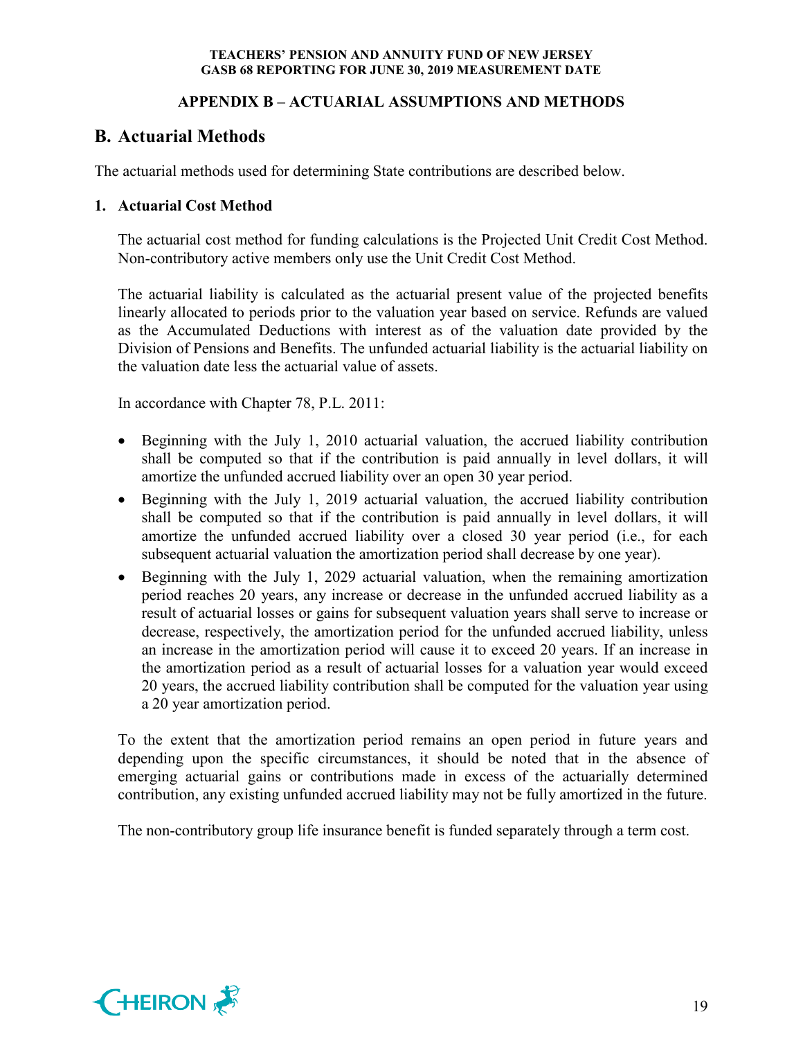## APPENDIX B – ACTUARIAL ASSUMPTIONS AND METHODS

## B. Actuarial Methods

The actuarial methods used for determining State contributions are described below.

### 1. Actuarial Cost Method

The actuarial cost method for funding calculations is the Projected Unit Credit Cost Method. Non-contributory active members only use the Unit Credit Cost Method.

The actuarial liability is calculated as the actuarial present value of the projected benefits linearly allocated to periods prior to the valuation year based on service. Refunds are valued as the Accumulated Deductions with interest as of the valuation date provided by the Division of Pensions and Benefits. The unfunded actuarial liability is the actuarial liability on the valuation date less the actuarial value of assets.

In accordance with Chapter 78, P.L. 2011:

- Beginning with the July 1, 2010 actuarial valuation, the accrued liability contribution shall be computed so that if the contribution is paid annually in level dollars, it will amortize the unfunded accrued liability over an open 30 year period.
- Beginning with the July 1, 2019 actuarial valuation, the accrued liability contribution shall be computed so that if the contribution is paid annually in level dollars, it will amortize the unfunded accrued liability over a closed 30 year period (i.e., for each subsequent actuarial valuation the amortization period shall decrease by one year).
- Beginning with the July 1, 2029 actuarial valuation, when the remaining amortization period reaches 20 years, any increase or decrease in the unfunded accrued liability as a result of actuarial losses or gains for subsequent valuation years shall serve to increase or decrease, respectively, the amortization period for the unfunded accrued liability, unless an increase in the amortization period will cause it to exceed 20 years. If an increase in the amortization period as a result of actuarial losses for a valuation year would exceed 20 years, the accrued liability contribution shall be computed for the valuation year using a 20 year amortization period.

To the extent that the amortization period remains an open period in future years and depending upon the specific circumstances, it should be noted that in the absence of emerging actuarial gains or contributions made in excess of the actuarially determined contribution, any existing unfunded accrued liability may not be fully amortized in the future.

The non-contributory group life insurance benefit is funded separately through a term cost.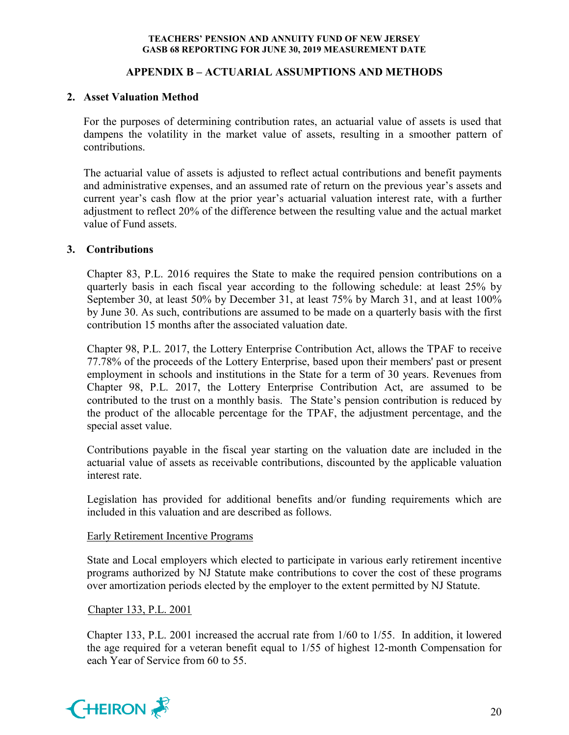## APPENDIX B – ACTUARIAL ASSUMPTIONS AND METHODS

### 2. Asset Valuation Method

For the purposes of determining contribution rates, an actuarial value of assets is used that dampens the volatility in the market value of assets, resulting in a smoother pattern of contributions.

The actuarial value of assets is adjusted to reflect actual contributions and benefit payments and administrative expenses, and an assumed rate of return on the previous year's assets and current year's cash flow at the prior year's actuarial valuation interest rate, with a further adjustment to reflect 20% of the difference between the resulting value and the actual market value of Fund assets.

### 3. Contributions

Chapter 83, P.L. 2016 requires the State to make the required pension contributions on a quarterly basis in each fiscal year according to the following schedule: at least 25% by September 30, at least 50% by December 31, at least 75% by March 31, and at least 100% by June 30. As such, contributions are assumed to be made on a quarterly basis with the first contribution 15 months after the associated valuation date.

Chapter 98, P.L. 2017, the Lottery Enterprise Contribution Act, allows the TPAF to receive 77.78% of the proceeds of the Lottery Enterprise, based upon their members' past or present employment in schools and institutions in the State for a term of 30 years. Revenues from Chapter 98, P.L. 2017, the Lottery Enterprise Contribution Act, are assumed to be contributed to the trust on a monthly basis. The State's pension contribution is reduced by the product of the allocable percentage for the TPAF, the adjustment percentage, and the special asset value.

Contributions payable in the fiscal year starting on the valuation date are included in the actuarial value of assets as receivable contributions, discounted by the applicable valuation interest rate.

Legislation has provided for additional benefits and/or funding requirements which are included in this valuation and are described as follows.

Early Retirement Incentive Programs

State and Local employers which elected to participate in various early retirement incentive programs authorized by NJ Statute make contributions to cover the cost of these programs over amortization periods elected by the employer to the extent permitted by NJ Statute.

Chapter 133, P.L. 2001

Chapter 133, P.L. 2001 increased the accrual rate from 1/60 to 1/55. In addition, it lowered the age required for a veteran benefit equal to 1/55 of highest 12-month Compensation for each Year of Service from 60 to 55.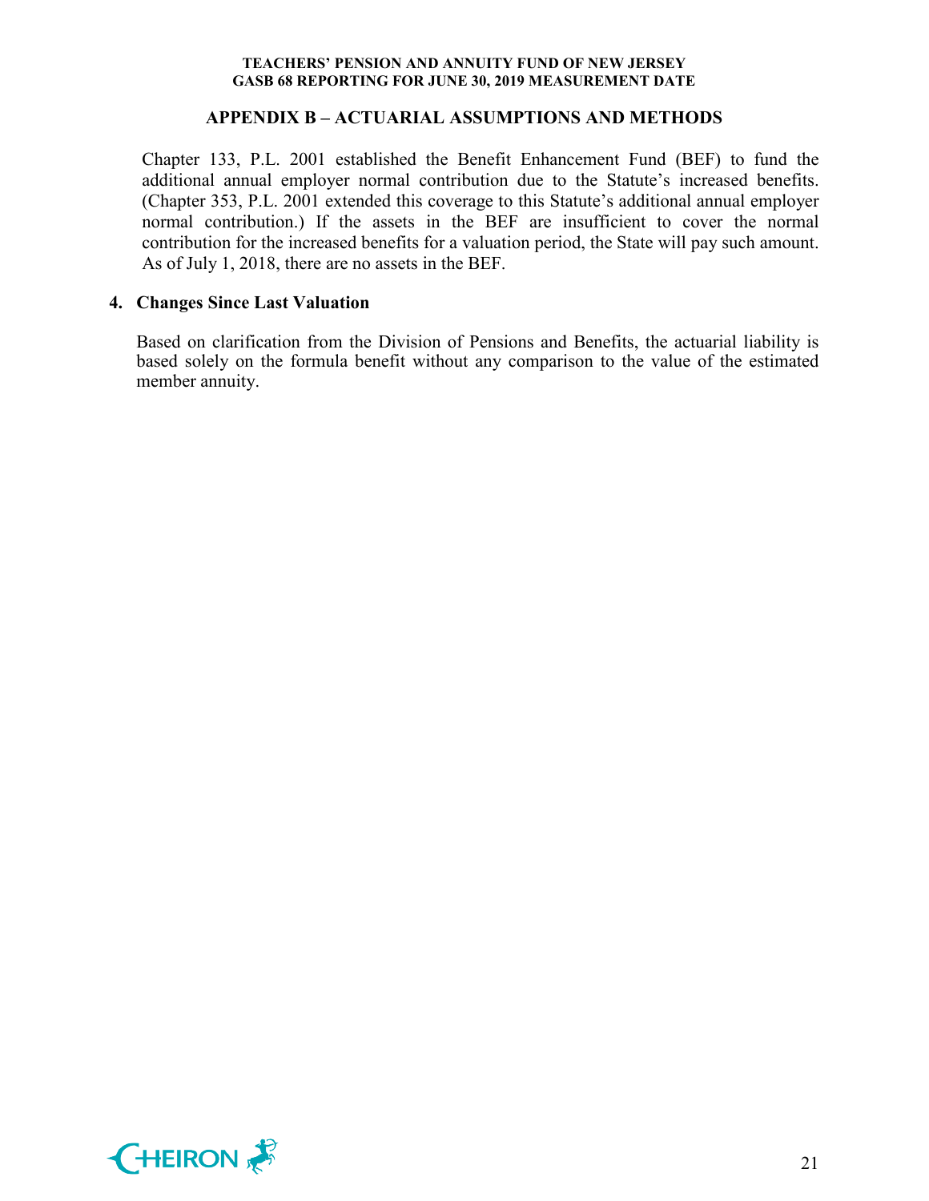## APPENDIX B – ACTUARIAL ASSUMPTIONS AND METHODS

Chapter 133, P.L. 2001 established the Benefit Enhancement Fund (BEF) to fund the additional annual employer normal contribution due to the Statute's increased benefits. (Chapter 353, P.L. 2001 extended this coverage to this Statute's additional annual employer normal contribution.) If the assets in the BEF are insufficient to cover the normal contribution for the increased benefits for a valuation period, the State will pay such amount. As of July 1, 2018, there are no assets in the BEF.

### 4. Changes Since Last Valuation

Based on clarification from the Division of Pensions and Benefits, the actuarial liability is based solely on the formula benefit without any comparison to the value of the estimated member annuity.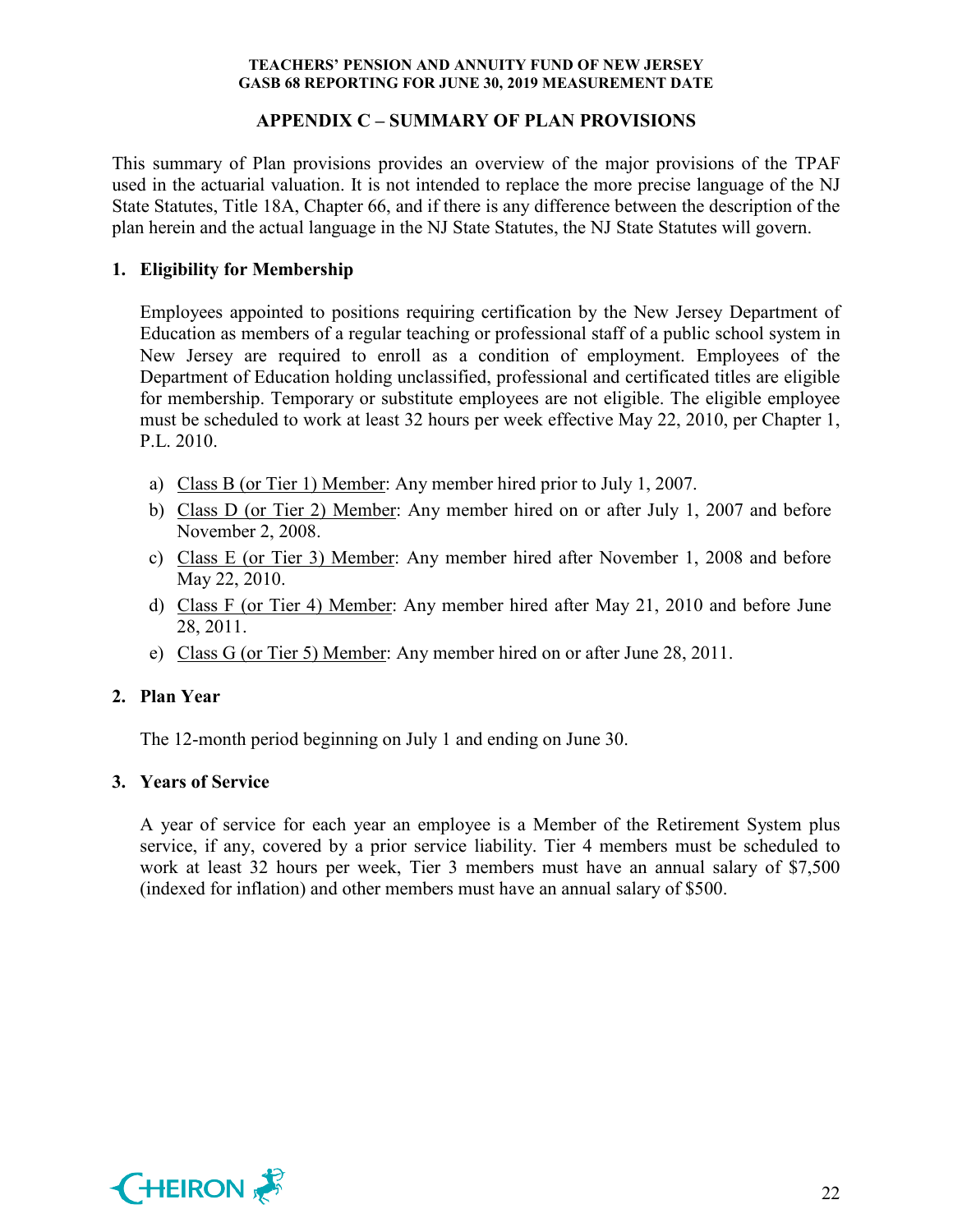## APPENDIX C – SUMMARY OF PLAN PROVISIONS

This summary of Plan provisions provides an overview of the major provisions of the TPAF used in the actuarial valuation. It is not intended to replace the more precise language of the NJ State Statutes, Title 18A, Chapter 66, and if there is any difference between the description of the plan herein and the actual language in the NJ State Statutes, the NJ State Statutes will govern.

### 1. Eligibility for Membership

Employees appointed to positions requiring certification by the New Jersey Department of Education as members of a regular teaching or professional staff of a public school system in New Jersey are required to enroll as a condition of employment. Employees of the Department of Education holding unclassified, professional and certificated titles are eligible for membership. Temporary or substitute employees are not eligible. The eligible employee must be scheduled to work at least 32 hours per week effective May 22, 2010, per Chapter 1, P.L. 2010.

a) Class B (or Tier 1) Member: Any member hired prior to July 1, 2007.
b) Class D (or Tier 2) Member: Any member hired on or after July 1, 2007 and before November 2, 2008.
c) Class E (or Tier 3) Member: Any member hired after November 1, 2008 and before May 22, 2010.
d) Class F (or Tier 4) Member: Any member hired after May 21, 2010 and before June 28, 2011.
e) Class G (or Tier 5) Member: Any member hired on or after June 28, 2011.

### 2. Plan Year

The 12-month period beginning on July 1 and ending on June 30.

### 3. Years of Service

A year of service for each year an employee is a Member of the Retirement System plus service, if any, covered by a prior service liability. Tier 4 members must be scheduled to work at least 32 hours per week, Tier 3 members must have an annual salary of $7,500 (indexed for inflation) and other members must have an annual salary of $500.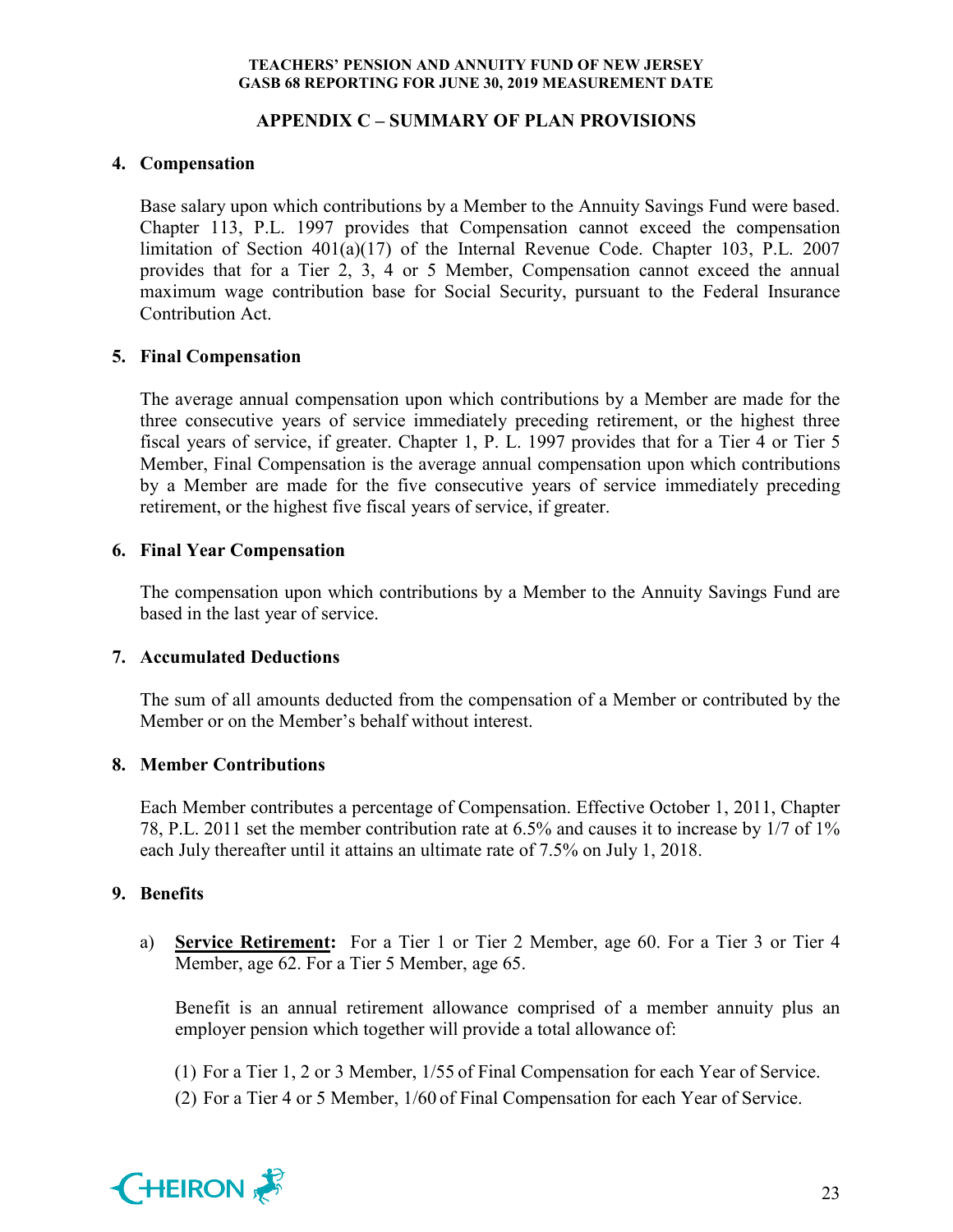## APPENDIX C – SUMMARY OF PLAN PROVISIONS

**4. Compensation**

Base salary upon which contributions by a Member to the Annuity Savings Fund were based. Chapter 113, P.L. 1997 provides that Compensation cannot exceed the compensation limitation of Section 401(a)(17) of the Internal Revenue Code. Chapter 103, P.L. 2007 provides that for a Tier 2, 3, 4 or 5 Member, Compensation cannot exceed the annual maximum wage contribution base for Social Security, pursuant to the Federal Insurance Contribution Act.

**5. Final Compensation**

The average annual compensation upon which contributions by a Member are made for the three consecutive years of service immediately preceding retirement, or the highest three fiscal years of service, if greater. Chapter 1, P. L. 1997 provides that for a Tier 4 or Tier 5 Member, Final Compensation is the average annual compensation upon which contributions by a Member are made for the five consecutive years of service immediately preceding retirement, or the highest five fiscal years of service, if greater.

**6. Final Year Compensation**

The compensation upon which contributions by a Member to the Annuity Savings Fund are based in the last year of service.

**7. Accumulated Deductions**

The sum of all amounts deducted from the compensation of a Member or contributed by the Member or on the Member's behalf without interest.

**8. Member Contributions**

Each Member contributes a percentage of Compensation. Effective October 1, 2011, Chapter 78, P.L. 2011 set the member contribution rate at 6.5% and causes it to increase by 1/7 of 1% each July thereafter until it attains an ultimate rate of 7.5% on July 1, 2018.

**9. Benefits**

a) **Service Retirement:** For a Tier 1 or Tier 2 Member, age 60. For a Tier 3 or Tier 4 Member, age 62. For a Tier 5 Member, age 65.

Benefit is an annual retirement allowance comprised of a member annuity plus an employer pension which together will provide a total allowance of:

(1) For a Tier 1, 2 or 3 Member, 1/55 of Final Compensation for each Year of Service.

(2) For a Tier 4 or 5 Member, 1/60 of Final Compensation for each Year of Service.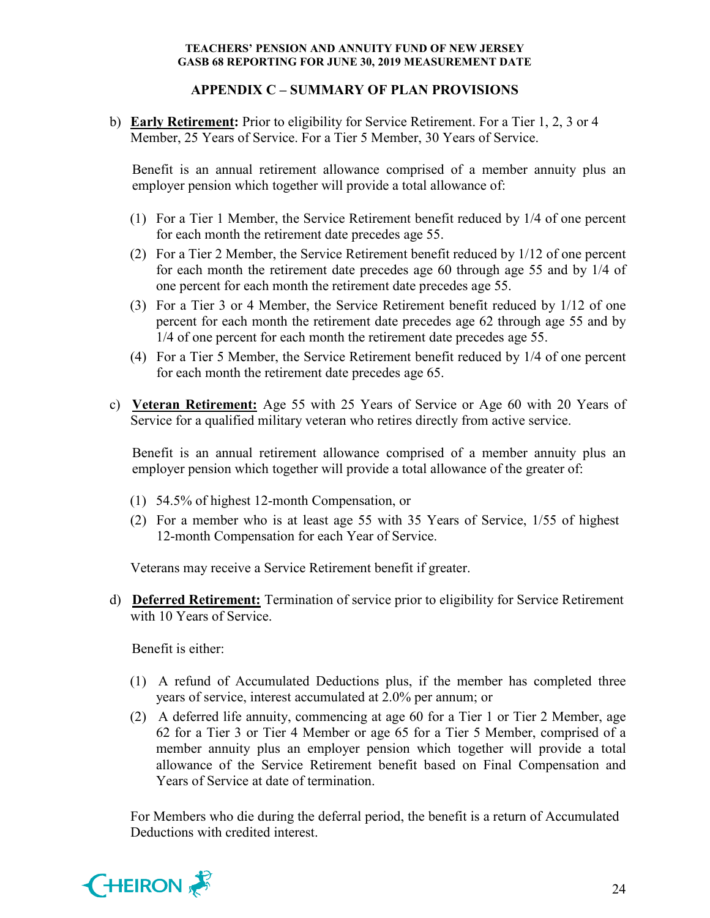## APPENDIX C – SUMMARY OF PLAN PROVISIONS

b) **<u>Early Retirement</u>:** Prior to eligibility for Service Retirement. For a Tier 1, 2, 3 or 4 Member, 25 Years of Service. For a Tier 5 Member, 30 Years of Service.

Benefit is an annual retirement allowance comprised of a member annuity plus an employer pension which together will provide a total allowance of:

(1) For a Tier 1 Member, the Service Retirement benefit reduced by 1/4 of one percent for each month the retirement date precedes age 55.

(2) For a Tier 2 Member, the Service Retirement benefit reduced by 1/12 of one percent for each month the retirement date precedes age 60 through age 55 and by 1/4 of one percent for each month the retirement date precedes age 55.

(3) For a Tier 3 or 4 Member, the Service Retirement benefit reduced by 1/12 of one percent for each month the retirement date precedes age 62 through age 55 and by 1/4 of one percent for each month the retirement date precedes age 55.

(4) For a Tier 5 Member, the Service Retirement benefit reduced by 1/4 of one percent for each month the retirement date precedes age 65.

c) **<u>Veteran Retirement:</u>** Age 55 with 25 Years of Service or Age 60 with 20 Years of Service for a qualified military veteran who retires directly from active service.

Benefit is an annual retirement allowance comprised of a member annuity plus an employer pension which together will provide a total allowance of the greater of:

(1) 54.5% of highest 12-month Compensation, or

(2) For a member who is at least age 55 with 35 Years of Service, 1/55 of highest 12-month Compensation for each Year of Service.

Veterans may receive a Service Retirement benefit if greater.

d) **<u>Deferred Retirement:</u>** Termination of service prior to eligibility for Service Retirement with 10 Years of Service.

Benefit is either:

(1) A refund of Accumulated Deductions plus, if the member has completed three years of service, interest accumulated at 2.0% per annum; or

(2) A deferred life annuity, commencing at age 60 for a Tier 1 or Tier 2 Member, age 62 for a Tier 3 or Tier 4 Member or age 65 for a Tier 5 Member, comprised of a member annuity plus an employer pension which together will provide a total allowance of the Service Retirement benefit based on Final Compensation and Years of Service at date of termination.

For Members who die during the deferral period, the benefit is a return of Accumulated Deductions with credited interest.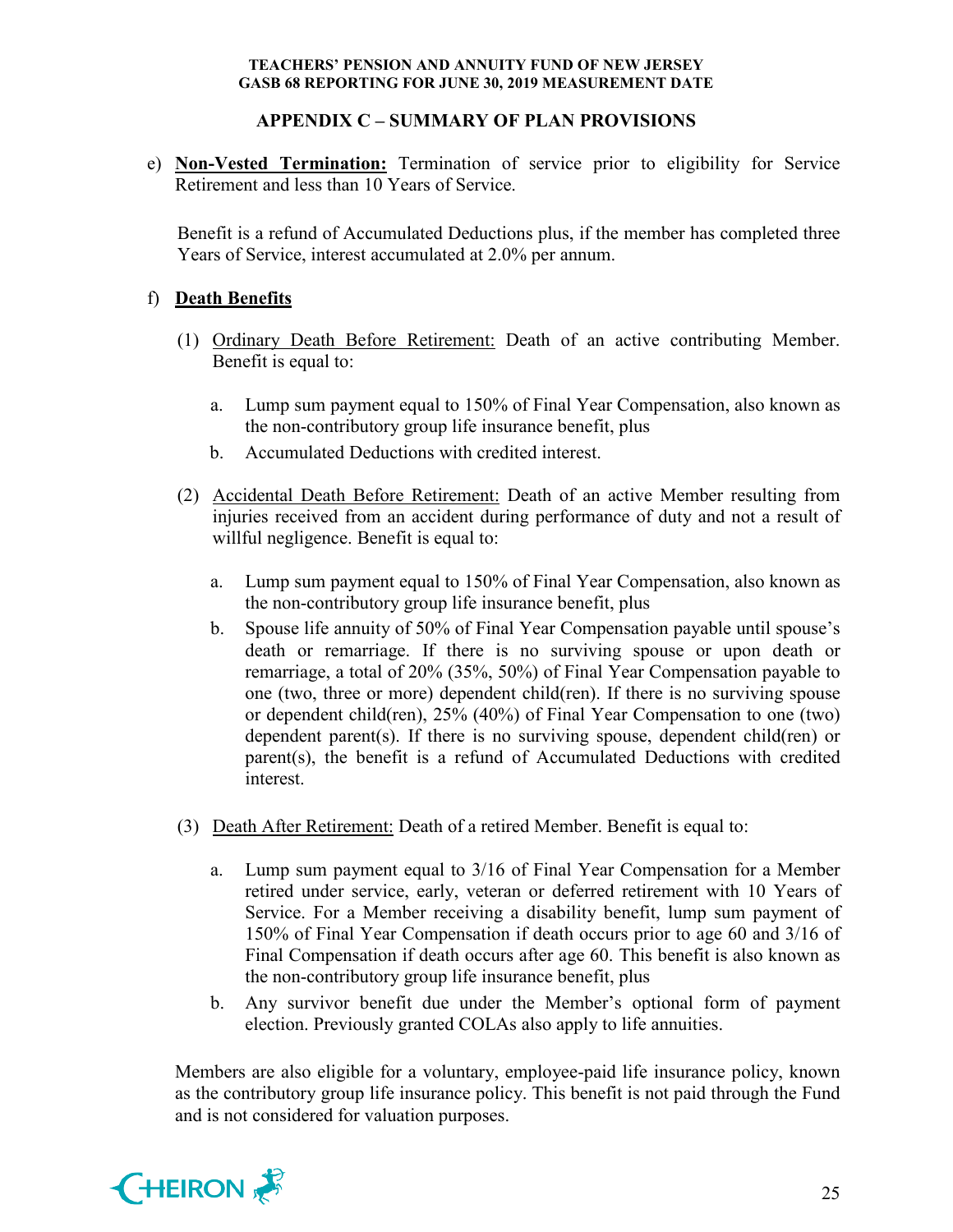## APPENDIX C – SUMMARY OF PLAN PROVISIONS

e) **Non-Vested Termination:** Termination of service prior to eligibility for Service Retirement and less than 10 Years of Service.

   Benefit is a refund of Accumulated Deductions plus, if the member has completed three Years of Service, interest accumulated at 2.0% per annum.

f) **Death Benefits**

   (1) Ordinary Death Before Retirement: Death of an active contributing Member. Benefit is equal to:

      a. Lump sum payment equal to 150% of Final Year Compensation, also known as the non-contributory group life insurance benefit, plus
      b. Accumulated Deductions with credited interest.

   (2) Accidental Death Before Retirement: Death of an active Member resulting from injuries received from an accident during performance of duty and not a result of willful negligence. Benefit is equal to:

      a. Lump sum payment equal to 150% of Final Year Compensation, also known as the non-contributory group life insurance benefit, plus
      b. Spouse life annuity of 50% of Final Year Compensation payable until spouse's death or remarriage. If there is no surviving spouse or upon death or remarriage, a total of 20% (35%, 50%) of Final Year Compensation payable to one (two, three or more) dependent child(ren). If there is no surviving spouse or dependent child(ren), 25% (40%) of Final Year Compensation to one (two) dependent parent(s). If there is no surviving spouse, dependent child(ren) or parent(s), the benefit is a refund of Accumulated Deductions with credited interest.

   (3) Death After Retirement: Death of a retired Member. Benefit is equal to:

      a. Lump sum payment equal to 3/16 of Final Year Compensation for a Member retired under service, early, veteran or deferred retirement with 10 Years of Service. For a Member receiving a disability benefit, lump sum payment of 150% of Final Year Compensation if death occurs prior to age 60 and 3/16 of Final Compensation if death occurs after age 60. This benefit is also known as the non-contributory group life insurance benefit, plus
      b. Any survivor benefit due under the Member's optional form of payment election. Previously granted COLAs also apply to life annuities.

   Members are also eligible for a voluntary, employee-paid life insurance policy, known as the contributory group life insurance policy. This benefit is not paid through the Fund and is not considered for valuation purposes.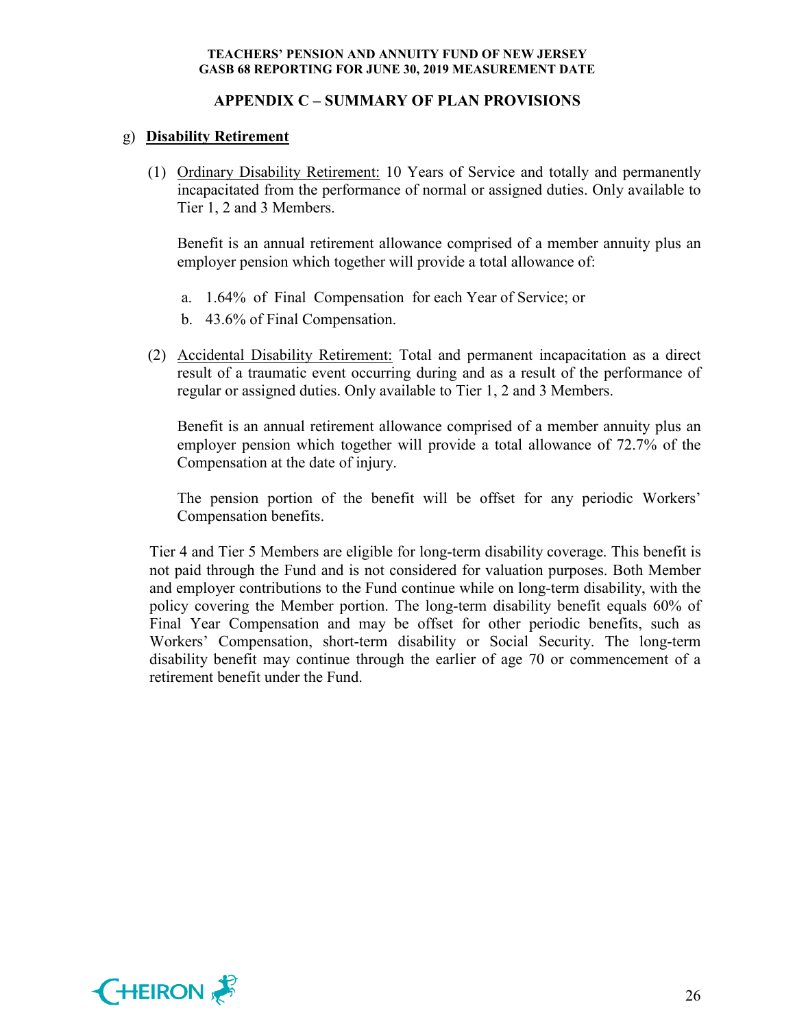## APPENDIX C – SUMMARY OF PLAN PROVISIONS

g) **Disability Retirement**

(1) Ordinary Disability Retirement: 10 Years of Service and totally and permanently incapacitated from the performance of normal or assigned duties. Only available to Tier 1, 2 and 3 Members.

Benefit is an annual retirement allowance comprised of a member annuity plus an employer pension which together will provide a total allowance of:

a. 1.64% of Final Compensation for each Year of Service; or
b. 43.6% of Final Compensation.

(2) Accidental Disability Retirement: Total and permanent incapacitation as a direct result of a traumatic event occurring during and as a result of the performance of regular or assigned duties. Only available to Tier 1, 2 and 3 Members.

Benefit is an annual retirement allowance comprised of a member annuity plus an employer pension which together will provide a total allowance of 72.7% of the Compensation at the date of injury.

The pension portion of the benefit will be offset for any periodic Workers' Compensation benefits.

Tier 4 and Tier 5 Members are eligible for long-term disability coverage. This benefit is not paid through the Fund and is not considered for valuation purposes. Both Member and employer contributions to the Fund continue while on long-term disability, with the policy covering the Member portion. The long-term disability benefit equals 60% of Final Year Compensation and may be offset for other periodic benefits, such as Workers' Compensation, short-term disability or Social Security. The long-term disability benefit may continue through the earlier of age 70 or commencement of a retirement benefit under the Fund.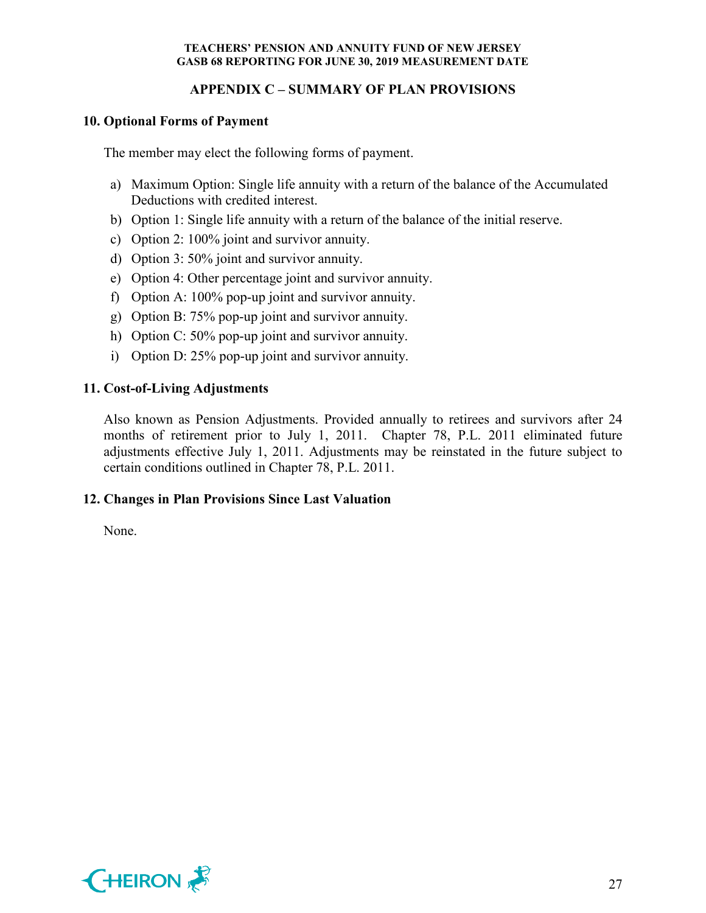## APPENDIX C – SUMMARY OF PLAN PROVISIONS

### 10. Optional Forms of Payment

The member may elect the following forms of payment.

a) Maximum Option: Single life annuity with a return of the balance of the Accumulated Deductions with credited interest.
b) Option 1: Single life annuity with a return of the balance of the initial reserve.
c) Option 2: 100% joint and survivor annuity.
d) Option 3: 50% joint and survivor annuity.
e) Option 4: Other percentage joint and survivor annuity.
f) Option A: 100% pop-up joint and survivor annuity.
g) Option B: 75% pop-up joint and survivor annuity.
h) Option C: 50% pop-up joint and survivor annuity.
i) Option D: 25% pop-up joint and survivor annuity.

### 11. Cost-of-Living Adjustments

Also known as Pension Adjustments. Provided annually to retirees and survivors after 24 months of retirement prior to July 1, 2011. Chapter 78, P.L. 2011 eliminated future adjustments effective July 1, 2011. Adjustments may be reinstated in the future subject to certain conditions outlined in Chapter 78, P.L. 2011.

### 12. Changes in Plan Provisions Since Last Valuation

None.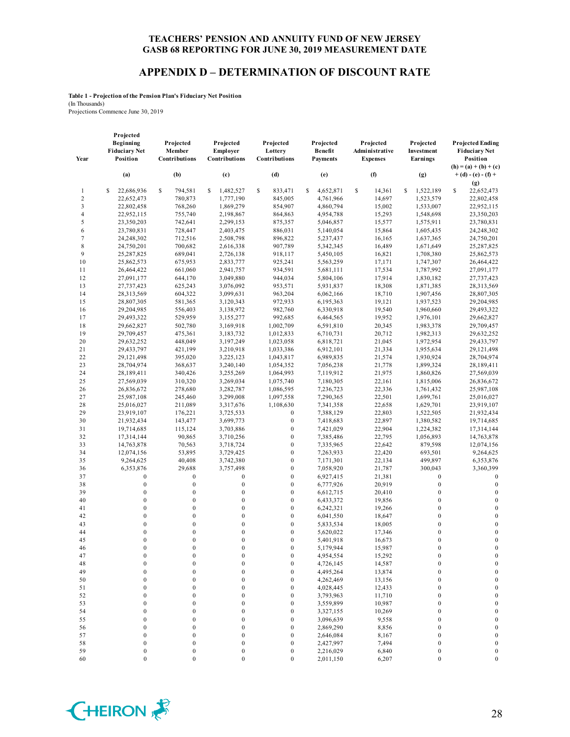# TEACHERS' PENSION AND ANNUITY FUND OF NEW JERSEY
# GASB 68 REPORTING FOR JUNE 30, 2019 MEASUREMENT DATE

## APPENDIX D – DETERMINATION OF DISCOUNT RATE

**Table 1 - Projection of the Pension Plan's Fiduciary Net Position**
(In Thousands)
Projections Commence June 30, 2019

| Year | Projected Beginning Fiduciary Net Position | Projected Member Contributions | Projected Employer Contributions | Projected Lottery Contributions | Projected Benefit Payments | Projected Administrative Expenses | Projected Investment Earnings | Projected Ending Fiduciary Net Position |
|---|---|---|---|---|---|---|---|---|
| | (a) | (b) | (c) | (d) | (e) | (f) | (g) | (h) = (a) + (b) + (c) + (d) - (e) - (f) + (g) |
| 1 | $ 22,686,936 | $ 794,581 | $ 1,482,527 | $ 833,471 | $ 4,652,871 | $ 14,361 | $ 1,522,189 | $ 22,652,473 |
| 2 | 22,652,473 | 780,873 | 1,777,190 | 845,005 | 4,761,966 | 14,697 | 1,523,579 | 22,802,458 |
| 3 | 22,802,458 | 768,260 | 1,869,279 | 854,907 | 4,860,794 | 15,002 | 1,533,007 | 22,952,115 |
| 4 | 22,952,115 | 755,740 | 2,198,867 | 864,863 | 4,954,788 | 15,293 | 1,548,698 | 23,350,203 |
| 5 | 23,350,203 | 742,641 | 2,299,153 | 875,357 | 5,046,857 | 15,577 | 1,575,911 | 23,780,831 |
| 6 | 23,780,831 | 728,447 | 2,403,475 | 886,031 | 5,140,054 | 15,864 | 1,605,435 | 24,248,302 |
| 7 | 24,248,302 | 712,516 | 2,508,798 | 896,822 | 5,237,437 | 16,165 | 1,637,365 | 24,750,201 |
| 8 | 24,750,201 | 700,682 | 2,616,338 | 907,789 | 5,342,345 | 16,489 | 1,671,649 | 25,287,825 |
| 9 | 25,287,825 | 689,041 | 2,726,138 | 918,117 | 5,450,105 | 16,821 | 1,708,380 | 25,862,573 |
| 10 | 25,862,573 | 675,953 | 2,833,777 | 925,241 | 5,563,259 | 17,171 | 1,747,307 | 26,464,422 |
| 11 | 26,464,422 | 661,060 | 2,941,757 | 934,591 | 5,681,111 | 17,534 | 1,787,992 | 27,091,177 |
| 12 | 27,091,177 | 644,170 | 3,049,880 | 944,034 | 5,804,106 | 17,914 | 1,830,182 | 27,737,423 |
| 13 | 27,737,423 | 625,243 | 3,076,092 | 953,571 | 5,931,837 | 18,308 | 1,871,385 | 28,313,569 |
| 14 | 28,313,569 | 604,322 | 3,099,631 | 963,204 | 6,062,166 | 18,710 | 1,907,456 | 28,807,305 |
| 15 | 28,807,305 | 581,365 | 3,120,343 | 972,933 | 6,195,363 | 19,121 | 1,937,523 | 29,204,985 |
| 16 | 29,204,985 | 556,403 | 3,138,972 | 982,760 | 6,330,918 | 19,540 | 1,960,660 | 29,493,322 |
| 17 | 29,493,322 | 529,959 | 3,155,277 | 992,685 | 6,464,565 | 19,952 | 1,976,101 | 29,662,827 |
| 18 | 29,662,827 | 502,780 | 3,169,918 | 1,002,709 | 6,591,810 | 20,345 | 1,983,378 | 29,709,457 |
| 19 | 29,709,457 | 475,361 | 3,183,732 | 1,012,833 | 6,710,731 | 20,712 | 1,982,313 | 29,632,252 |
| 20 | 29,632,252 | 448,049 | 3,197,249 | 1,023,058 | 6,818,721 | 21,045 | 1,972,954 | 29,433,797 |
| 21 | 29,433,797 | 421,199 | 3,210,918 | 1,033,386 | 6,912,101 | 21,334 | 1,955,634 | 29,121,498 |
| 22 | 29,121,498 | 395,020 | 3,225,123 | 1,043,817 | 6,989,835 | 21,574 | 1,930,924 | 28,704,974 |
| 23 | 28,704,974 | 368,637 | 3,240,140 | 1,054,352 | 7,056,238 | 21,778 | 1,899,324 | 28,189,411 |
| 24 | 28,189,411 | 340,426 | 3,255,269 | 1,064,993 | 7,119,912 | 21,975 | 1,860,826 | 27,569,039 |
| 25 | 27,569,039 | 310,320 | 3,269,034 | 1,075,740 | 7,180,305 | 22,161 | 1,815,006 | 26,836,672 |
| 26 | 26,836,672 | 278,680 | 3,282,787 | 1,086,595 | 7,236,723 | 22,336 | 1,761,432 | 25,987,108 |
| 27 | 25,987,108 | 245,460 | 3,299,008 | 1,097,558 | 7,290,365 | 22,501 | 1,699,761 | 25,016,027 |
| 28 | 25,016,027 | 211,089 | 3,317,676 | 1,108,630 | 7,341,358 | 22,658 | 1,629,701 | 23,919,107 |
| 29 | 23,919,107 | 176,221 | 3,725,533 | 0 | 7,388,129 | 22,803 | 1,522,505 | 21,932,434 |
| 30 | 21,932,434 | 143,477 | 3,699,773 | 0 | 7,418,683 | 22,897 | 1,380,582 | 19,714,685 |
| 31 | 19,714,685 | 115,124 | 3,703,886 | 0 | 7,421,029 | 22,904 | 1,224,382 | 17,314,144 |
| 32 | 17,314,144 | 90,865 | 3,710,256 | 0 | 7,385,486 | 22,795 | 1,056,893 | 14,763,878 |
| 33 | 14,763,878 | 70,563 | 3,718,724 | 0 | 7,335,965 | 22,642 | 879,598 | 12,074,156 |
| 34 | 12,074,156 | 53,895 | 3,729,425 | 0 | 7,263,933 | 22,420 | 693,501 | 9,264,625 |
| 35 | 9,264,625 | 40,408 | 3,742,380 | 0 | 7,171,301 | 22,134 | 499,897 | 6,353,876 |
| 36 | 6,353,876 | 29,688 | 3,757,498 | 0 | 7,058,920 | 21,787 | 300,043 | 3,360,399 |
| 37 | 0 | 0 | 0 | 0 | 6,927,415 | 21,381 | 0 | 0 |
| 38 | 0 | 0 | 0 | 0 | 6,777,926 | 20,919 | 0 | 0 |
| 39 | 0 | 0 | 0 | 0 | 6,612,715 | 20,410 | 0 | 0 |
| 40 | 0 | 0 | 0 | 0 | 6,433,372 | 19,856 | 0 | 0 |
| 41 | 0 | 0 | 0 | 0 | 6,242,321 | 19,266 | 0 | 0 |
| 42 | 0 | 0 | 0 | 0 | 6,041,550 | 18,647 | 0 | 0 |
| 43 | 0 | 0 | 0 | 0 | 5,833,534 | 18,005 | 0 | 0 |
| 44 | 0 | 0 | 0 | 0 | 5,620,022 | 17,346 | 0 | 0 |
| 45 | 0 | 0 | 0 | 0 | 5,401,918 | 16,673 | 0 | 0 |
| 46 | 0 | 0 | 0 | 0 | 5,179,944 | 15,987 | 0 | 0 |
| 47 | 0 | 0 | 0 | 0 | 4,954,554 | 15,292 | 0 | 0 |
| 48 | 0 | 0 | 0 | 0 | 4,726,145 | 14,587 | 0 | 0 |
| 49 | 0 | 0 | 0 | 0 | 4,495,264 | 13,874 | 0 | 0 |
| 50 | 0 | 0 | 0 | 0 | 4,262,469 | 13,156 | 0 | 0 |
| 51 | 0 | 0 | 0 | 0 | 4,028,445 | 12,433 | 0 | 0 |
| 52 | 0 | 0 | 0 | 0 | 3,793,963 | 11,710 | 0 | 0 |
| 53 | 0 | 0 | 0 | 0 | 3,559,899 | 10,987 | 0 | 0 |
| 54 | 0 | 0 | 0 | 0 | 3,327,155 | 10,269 | 0 | 0 |
| 55 | 0 | 0 | 0 | 0 | 3,096,639 | 9,558 | 0 | 0 |
| 56 | 0 | 0 | 0 | 0 | 2,869,290 | 8,856 | 0 | 0 |
| 57 | 0 | 0 | 0 | 0 | 2,646,084 | 8,167 | 0 | 0 |
| 58 | 0 | 0 | 0 | 0 | 2,427,997 | 7,494 | 0 | 0 |
| 59 | 0 | 0 | 0 | 0 | 2,216,029 | 6,840 | 0 | 0 |
| 60 | 0 | 0 | 0 | 0 | 2,011,150 | 6,207 | 0 | 0 |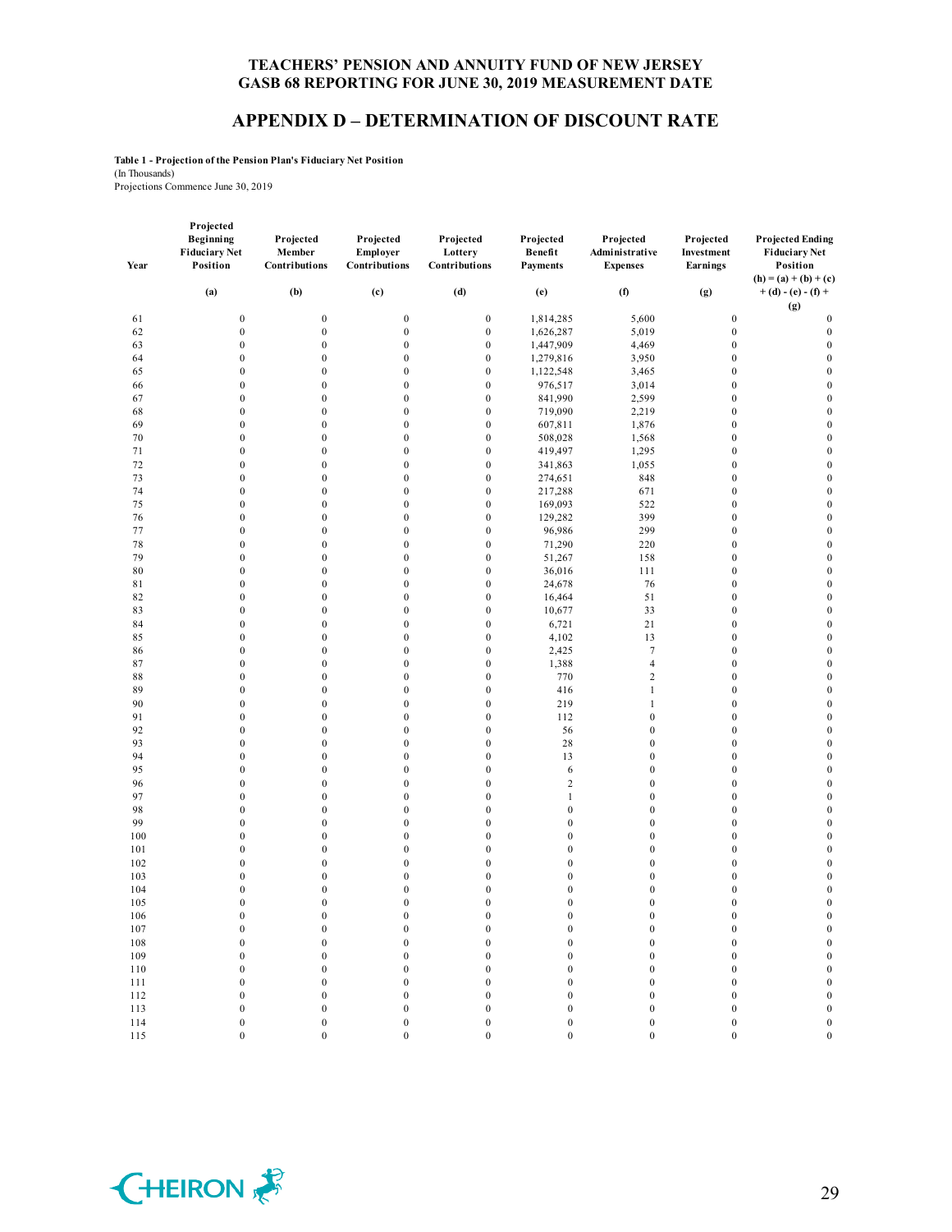TEACHERS' PENSION AND ANNUITY FUND OF NEW JERSEY
GASB 68 REPORTING FOR JUNE 30, 2019 MEASUREMENT DATE

## APPENDIX D – DETERMINATION OF DISCOUNT RATE

**Table 1 - Projection of the Pension Plan's Fiduciary Net Position**
(In Thousands)
Projections Commence June 30, 2019

| Year | Projected Beginning Fiduciary Net Position | Projected Member Contributions | Projected Employer Contributions | Projected Lottery Contributions | Projected Benefit Payments | Projected Administrative Expenses | Projected Investment Earnings | Projected Ending Fiduciary Net Position |
|---|---|---|---|---|---|---|---|---|
| | (a) | (b) | (c) | (d) | (e) | (f) | (g) | (h) = (a) + (b) + (c) + (d) - (e) - (f) + (g) |
| 61 | 0 | 0 | 0 | 0 | 1,814,285 | 5,600 | 0 | 0 |
| 62 | 0 | 0 | 0 | 0 | 1,626,287 | 5,019 | 0 | 0 |
| 63 | 0 | 0 | 0 | 0 | 1,447,909 | 4,469 | 0 | 0 |
| 64 | 0 | 0 | 0 | 0 | 1,279,816 | 3,950 | 0 | 0 |
| 65 | 0 | 0 | 0 | 0 | 1,122,548 | 3,465 | 0 | 0 |
| 66 | 0 | 0 | 0 | 0 | 976,517 | 3,014 | 0 | 0 |
| 67 | 0 | 0 | 0 | 0 | 841,990 | 2,599 | 0 | 0 |
| 68 | 0 | 0 | 0 | 0 | 719,090 | 2,219 | 0 | 0 |
| 69 | 0 | 0 | 0 | 0 | 607,811 | 1,876 | 0 | 0 |
| 70 | 0 | 0 | 0 | 0 | 508,028 | 1,568 | 0 | 0 |
| 71 | 0 | 0 | 0 | 0 | 419,497 | 1,295 | 0 | 0 |
| 72 | 0 | 0 | 0 | 0 | 341,863 | 1,055 | 0 | 0 |
| 73 | 0 | 0 | 0 | 0 | 274,651 | 848 | 0 | 0 |
| 74 | 0 | 0 | 0 | 0 | 217,288 | 671 | 0 | 0 |
| 75 | 0 | 0 | 0 | 0 | 169,093 | 522 | 0 | 0 |
| 76 | 0 | 0 | 0 | 0 | 129,282 | 399 | 0 | 0 |
| 77 | 0 | 0 | 0 | 0 | 96,986 | 299 | 0 | 0 |
| 78 | 0 | 0 | 0 | 0 | 71,290 | 220 | 0 | 0 |
| 79 | 0 | 0 | 0 | 0 | 51,267 | 158 | 0 | 0 |
| 80 | 0 | 0 | 0 | 0 | 36,016 | 111 | 0 | 0 |
| 81 | 0 | 0 | 0 | 0 | 24,678 | 76 | 0 | 0 |
| 82 | 0 | 0 | 0 | 0 | 16,464 | 51 | 0 | 0 |
| 83 | 0 | 0 | 0 | 0 | 10,677 | 33 | 0 | 0 |
| 84 | 0 | 0 | 0 | 0 | 6,721 | 21 | 0 | 0 |
| 85 | 0 | 0 | 0 | 0 | 4,102 | 13 | 0 | 0 |
| 86 | 0 | 0 | 0 | 0 | 2,425 | 7 | 0 | 0 |
| 87 | 0 | 0 | 0 | 0 | 1,388 | 4 | 0 | 0 |
| 88 | 0 | 0 | 0 | 0 | 770 | 2 | 0 | 0 |
| 89 | 0 | 0 | 0 | 0 | 416 | 1 | 0 | 0 |
| 90 | 0 | 0 | 0 | 0 | 219 | 1 | 0 | 0 |
| 91 | 0 | 0 | 0 | 0 | 112 | 0 | 0 | 0 |
| 92 | 0 | 0 | 0 | 0 | 56 | 0 | 0 | 0 |
| 93 | 0 | 0 | 0 | 0 | 28 | 0 | 0 | 0 |
| 94 | 0 | 0 | 0 | 0 | 13 | 0 | 0 | 0 |
| 95 | 0 | 0 | 0 | 0 | 6 | 0 | 0 | 0 |
| 96 | 0 | 0 | 0 | 0 | 2 | 0 | 0 | 0 |
| 97 | 0 | 0 | 0 | 0 | 1 | 0 | 0 | 0 |
| 98 | 0 | 0 | 0 | 0 | 0 | 0 | 0 | 0 |
| 99 | 0 | 0 | 0 | 0 | 0 | 0 | 0 | 0 |
| 100 | 0 | 0 | 0 | 0 | 0 | 0 | 0 | 0 |
| 101 | 0 | 0 | 0 | 0 | 0 | 0 | 0 | 0 |
| 102 | 0 | 0 | 0 | 0 | 0 | 0 | 0 | 0 |
| 103 | 0 | 0 | 0 | 0 | 0 | 0 | 0 | 0 |
| 104 | 0 | 0 | 0 | 0 | 0 | 0 | 0 | 0 |
| 105 | 0 | 0 | 0 | 0 | 0 | 0 | 0 | 0 |
| 106 | 0 | 0 | 0 | 0 | 0 | 0 | 0 | 0 |
| 107 | 0 | 0 | 0 | 0 | 0 | 0 | 0 | 0 |
| 108 | 0 | 0 | 0 | 0 | 0 | 0 | 0 | 0 |
| 109 | 0 | 0 | 0 | 0 | 0 | 0 | 0 | 0 |
| 110 | 0 | 0 | 0 | 0 | 0 | 0 | 0 | 0 |
| 111 | 0 | 0 | 0 | 0 | 0 | 0 | 0 | 0 |
| 112 | 0 | 0 | 0 | 0 | 0 | 0 | 0 | 0 |
| 113 | 0 | 0 | 0 | 0 | 0 | 0 | 0 | 0 |
| 114 | 0 | 0 | 0 | 0 | 0 | 0 | 0 | 0 |
| 115 | 0 | 0 | 0 | 0 | 0 | 0 | 0 | 0 |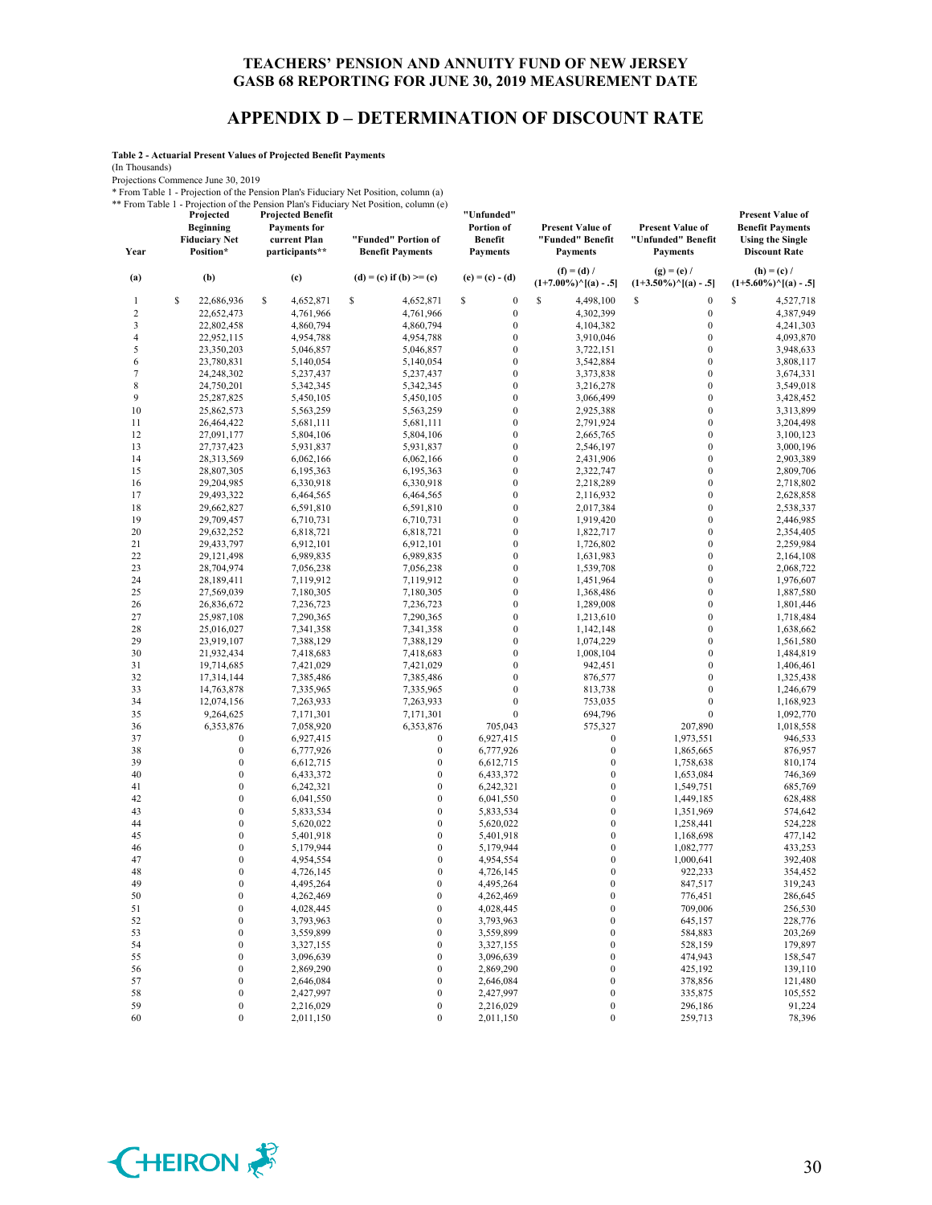# TEACHERS' PENSION AND ANNUITY FUND OF NEW JERSEY
## GASB 68 REPORTING FOR JUNE 30, 2019 MEASUREMENT DATE

## APPENDIX D – DETERMINATION OF DISCOUNT RATE

**Table 2 - Actuarial Present Values of Projected Benefit Payments**

(In Thousands)

Projections Commence June 30, 2019

\* From Table 1 - Projection of the Pension Plan's Fiduciary Net Position, column (a)

\*\* From Table 1 - Projection of the Pension Plan's Fiduciary Net Position, column (e)

| Year | Projected Beginning Fiduciary Net Position* | Projected Benefit Payments for current Plan participants** | "Funded" Portion of Benefit Payments | "Unfunded" Portion of Benefit Payments | Present Value of "Funded" Benefit Payments | Present Value of "Unfunded" Benefit Payments | Present Value of Benefit Payments Using the Single Discount Rate |
|---|---|---|---|---|---|---|---|
| (a) | (b) | (c) | (d) = (c) if (b) >= (c) | (e) = (c) - (d) | (f) = (d) / (1+7.00%)^[(a) - .5] | (g) = (e) / (1+3.50%)^[(a) - .5] | (h) = (c) / (1+5.60%)^[(a) - .5] |
| 1 | $ 22,686,936 | $ 4,652,871 | $ 4,652,871 | $ 0 | $ 4,498,100 | $ 0 | $ 4,527,718 |
| 2 | 22,652,473 | 4,761,966 | 4,761,966 | 0 | 4,302,399 | 0 | 4,387,949 |
| 3 | 22,802,458 | 4,860,794 | 4,860,794 | 0 | 4,104,382 | 0 | 4,241,303 |
| 4 | 22,952,115 | 4,954,788 | 4,954,788 | 0 | 3,910,046 | 0 | 4,093,870 |
| 5 | 23,350,203 | 5,046,857 | 5,046,857 | 0 | 3,722,151 | 0 | 3,948,633 |
| 6 | 23,780,831 | 5,140,054 | 5,140,054 | 0 | 3,542,884 | 0 | 3,808,117 |
| 7 | 24,248,302 | 5,237,437 | 5,237,437 | 0 | 3,373,838 | 0 | 3,674,331 |
| 8 | 24,750,201 | 5,342,345 | 5,342,345 | 0 | 3,216,278 | 0 | 3,549,018 |
| 9 | 25,287,825 | 5,450,105 | 5,450,105 | 0 | 3,066,499 | 0 | 3,428,452 |
| 10 | 25,862,573 | 5,563,259 | 5,563,259 | 0 | 2,925,388 | 0 | 3,313,899 |
| 11 | 26,464,422 | 5,681,111 | 5,681,111 | 0 | 2,791,924 | 0 | 3,204,498 |
| 12 | 27,091,177 | 5,804,106 | 5,804,106 | 0 | 2,665,765 | 0 | 3,100,123 |
| 13 | 27,737,423 | 5,931,837 | 5,931,837 | 0 | 2,546,197 | 0 | 3,000,196 |
| 14 | 28,313,569 | 6,062,166 | 6,062,166 | 0 | 2,431,906 | 0 | 2,903,389 |
| 15 | 28,807,305 | 6,195,363 | 6,195,363 | 0 | 2,322,747 | 0 | 2,809,706 |
| 16 | 29,204,985 | 6,330,918 | 6,330,918 | 0 | 2,218,289 | 0 | 2,718,802 |
| 17 | 29,493,322 | 6,464,565 | 6,464,565 | 0 | 2,116,932 | 0 | 2,628,858 |
| 18 | 29,662,827 | 6,591,810 | 6,591,810 | 0 | 2,017,384 | 0 | 2,538,337 |
| 19 | 29,709,457 | 6,710,731 | 6,710,731 | 0 | 1,919,420 | 0 | 2,446,985 |
| 20 | 29,632,252 | 6,818,721 | 6,818,721 | 0 | 1,822,717 | 0 | 2,354,405 |
| 21 | 29,433,797 | 6,912,101 | 6,912,101 | 0 | 1,726,802 | 0 | 2,259,984 |
| 22 | 29,121,498 | 6,989,835 | 6,989,835 | 0 | 1,631,983 | 0 | 2,164,108 |
| 23 | 28,704,974 | 7,056,238 | 7,056,238 | 0 | 1,539,708 | 0 | 2,068,722 |
| 24 | 28,189,411 | 7,119,912 | 7,119,912 | 0 | 1,451,964 | 0 | 1,976,607 |
| 25 | 27,569,039 | 7,180,305 | 7,180,305 | 0 | 1,368,486 | 0 | 1,887,580 |
| 26 | 26,836,672 | 7,236,723 | 7,236,723 | 0 | 1,289,008 | 0 | 1,801,446 |
| 27 | 25,987,108 | 7,290,365 | 7,290,365 | 0 | 1,213,610 | 0 | 1,718,484 |
| 28 | 25,016,027 | 7,341,358 | 7,341,358 | 0 | 1,142,148 | 0 | 1,638,662 |
| 29 | 23,919,107 | 7,388,129 | 7,388,129 | 0 | 1,074,229 | 0 | 1,561,580 |
| 30 | 21,932,434 | 7,418,683 | 7,418,683 | 0 | 1,008,104 | 0 | 1,484,819 |
| 31 | 19,714,685 | 7,421,029 | 7,421,029 | 0 | 942,451 | 0 | 1,406,461 |
| 32 | 17,314,144 | 7,385,486 | 7,385,486 | 0 | 876,577 | 0 | 1,325,438 |
| 33 | 14,763,878 | 7,335,965 | 7,335,965 | 0 | 813,738 | 0 | 1,246,679 |
| 34 | 12,074,156 | 7,263,933 | 7,263,933 | 0 | 753,035 | 0 | 1,168,923 |
| 35 | 9,264,625 | 7,171,301 | 7,171,301 | 0 | 694,796 | 0 | 1,092,770 |
| 36 | 6,353,876 | 7,058,920 | 6,353,876 | 705,043 | 575,327 | 207,890 | 1,018,558 |
| 37 | 0 | 6,927,415 | 0 | 6,927,415 | 0 | 1,973,551 | 946,533 |
| 38 | 0 | 6,777,926 | 0 | 6,777,926 | 0 | 1,865,665 | 876,957 |
| 39 | 0 | 6,612,715 | 0 | 6,612,715 | 0 | 1,758,638 | 810,174 |
| 40 | 0 | 6,433,372 | 0 | 6,433,372 | 0 | 1,653,084 | 746,369 |
| 41 | 0 | 6,242,321 | 0 | 6,242,321 | 0 | 1,549,751 | 685,769 |
| 42 | 0 | 6,041,550 | 0 | 6,041,550 | 0 | 1,449,185 | 628,488 |
| 43 | 0 | 5,833,534 | 0 | 5,833,534 | 0 | 1,351,969 | 574,642 |
| 44 | 0 | 5,620,022 | 0 | 5,620,022 | 0 | 1,258,441 | 524,228 |
| 45 | 0 | 5,401,918 | 0 | 5,401,918 | 0 | 1,168,698 | 477,142 |
| 46 | 0 | 5,179,944 | 0 | 5,179,944 | 0 | 1,082,777 | 433,253 |
| 47 | 0 | 4,954,554 | 0 | 4,954,554 | 0 | 1,000,641 | 392,408 |
| 48 | 0 | 4,726,145 | 0 | 4,726,145 | 0 | 922,233 | 354,452 |
| 49 | 0 | 4,495,264 | 0 | 4,495,264 | 0 | 847,517 | 319,243 |
| 50 | 0 | 4,262,469 | 0 | 4,262,469 | 0 | 776,451 | 286,645 |
| 51 | 0 | 4,028,445 | 0 | 4,028,445 | 0 | 709,006 | 256,530 |
| 52 | 0 | 3,793,963 | 0 | 3,793,963 | 0 | 645,157 | 228,776 |
| 53 | 0 | 3,559,899 | 0 | 3,559,899 | 0 | 584,883 | 203,269 |
| 54 | 0 | 3,327,155 | 0 | 3,327,155 | 0 | 528,159 | 179,897 |
| 55 | 0 | 3,096,639 | 0 | 3,096,639 | 0 | 474,943 | 158,547 |
| 56 | 0 | 2,869,290 | 0 | 2,869,290 | 0 | 425,192 | 139,110 |
| 57 | 0 | 2,646,084 | 0 | 2,646,084 | 0 | 378,856 | 121,480 |
| 58 | 0 | 2,427,997 | 0 | 2,427,997 | 0 | 335,875 | 105,552 |
| 59 | 0 | 2,216,029 | 0 | 2,216,029 | 0 | 296,186 | 91,224 |
| 60 | 0 | 2,011,150 | 0 | 2,011,150 | 0 | 259,713 | 78,396 |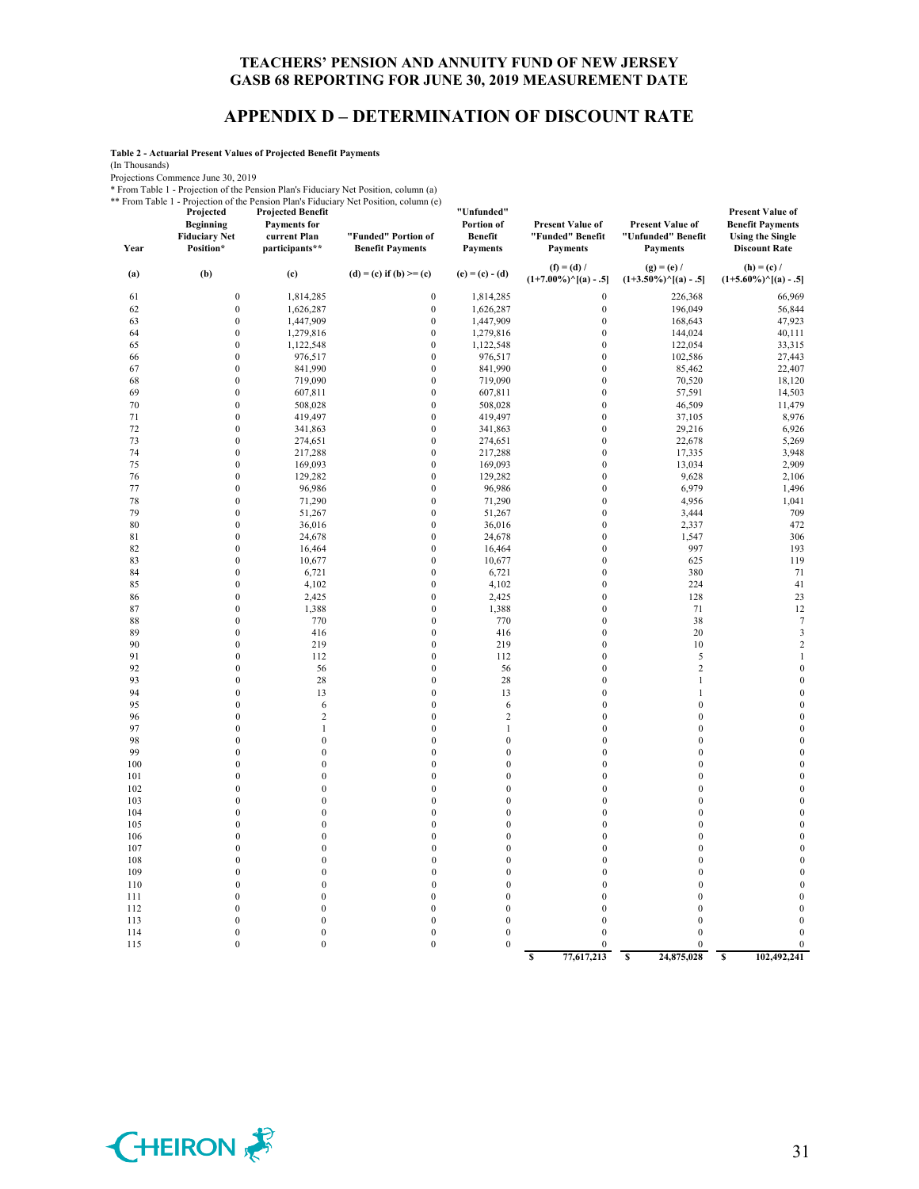# TEACHERS' PENSION AND ANNUITY FUND OF NEW JERSEY
## GASB 68 REPORTING FOR JUNE 30, 2019 MEASUREMENT DATE

## APPENDIX D – DETERMINATION OF DISCOUNT RATE

**Table 2 - Actuarial Present Values of Projected Benefit Payments**
(In Thousands)
Projections Commence June 30, 2019
\* From Table 1 - Projection of the Pension Plan's Fiduciary Net Position, column (a)
\*\* From Table 1 - Projection of the Pension Plan's Fiduciary Net Position, column (e)

| Year | Projected Beginning Fiduciary Net Position* | Projected Benefit Payments for current Plan participants** | "Funded" Portion of Benefit Payments | "Unfunded" Portion of Benefit Payments | Present Value of "Funded" Benefit Payments | Present Value of "Unfunded" Benefit Payments | Present Value of Benefit Payments Using the Single Discount Rate |
|---|---|---|---|---|---|---|---|
| (a) | (b) | (c) | (d) = (c) if (b) >= (c) | (e) = (c) - (d) | (f) = (d) / (1+7.00%)^[(a) - .5] | (g) = (e) / (1+3.50%)^[(a) - .5] | (h) = (c) / (1+5.60%)^[(a) - .5] |
| 61 | 0 | 1,814,285 | 0 | 1,814,285 | 0 | 226,368 | 66,969 |
| 62 | 0 | 1,626,287 | 0 | 1,626,287 | 0 | 196,049 | 56,844 |
| 63 | 0 | 1,447,909 | 0 | 1,447,909 | 0 | 168,643 | 47,923 |
| 64 | 0 | 1,279,816 | 0 | 1,279,816 | 0 | 144,024 | 40,111 |
| 65 | 0 | 1,122,548 | 0 | 1,122,548 | 0 | 122,054 | 33,315 |
| 66 | 0 | 976,517 | 0 | 976,517 | 0 | 102,586 | 27,443 |
| 67 | 0 | 841,990 | 0 | 841,990 | 0 | 85,462 | 22,407 |
| 68 | 0 | 719,090 | 0 | 719,090 | 0 | 70,520 | 18,120 |
| 69 | 0 | 607,811 | 0 | 607,811 | 0 | 57,591 | 14,503 |
| 70 | 0 | 508,028 | 0 | 508,028 | 0 | 46,509 | 11,479 |
| 71 | 0 | 419,497 | 0 | 419,497 | 0 | 37,105 | 8,976 |
| 72 | 0 | 341,863 | 0 | 341,863 | 0 | 29,216 | 6,926 |
| 73 | 0 | 274,651 | 0 | 274,651 | 0 | 22,678 | 5,269 |
| 74 | 0 | 217,288 | 0 | 217,288 | 0 | 17,335 | 3,948 |
| 75 | 0 | 169,093 | 0 | 169,093 | 0 | 13,034 | 2,909 |
| 76 | 0 | 129,282 | 0 | 129,282 | 0 | 9,628 | 2,106 |
| 77 | 0 | 96,986 | 0 | 96,986 | 0 | 6,979 | 1,496 |
| 78 | 0 | 71,290 | 0 | 71,290 | 0 | 4,956 | 1,041 |
| 79 | 0 | 51,267 | 0 | 51,267 | 0 | 3,444 | 709 |
| 80 | 0 | 36,016 | 0 | 36,016 | 0 | 2,337 | 472 |
| 81 | 0 | 24,678 | 0 | 24,678 | 0 | 1,547 | 306 |
| 82 | 0 | 16,464 | 0 | 16,464 | 0 | 997 | 193 |
| 83 | 0 | 10,677 | 0 | 10,677 | 0 | 625 | 119 |
| 84 | 0 | 6,721 | 0 | 6,721 | 0 | 380 | 71 |
| 85 | 0 | 4,102 | 0 | 4,102 | 0 | 224 | 41 |
| 86 | 0 | 2,425 | 0 | 2,425 | 0 | 128 | 23 |
| 87 | 0 | 1,388 | 0 | 1,388 | 0 | 71 | 12 |
| 88 | 0 | 770 | 0 | 770 | 0 | 38 | 7 |
| 89 | 0 | 416 | 0 | 416 | 0 | 20 | 3 |
| 90 | 0 | 219 | 0 | 219 | 0 | 10 | 2 |
| 91 | 0 | 112 | 0 | 112 | 0 | 5 | 1 |
| 92 | 0 | 56 | 0 | 56 | 0 | 2 | 0 |
| 93 | 0 | 28 | 0 | 28 | 0 | 1 | 0 |
| 94 | 0 | 13 | 0 | 13 | 0 | 1 | 0 |
| 95 | 0 | 6 | 0 | 6 | 0 | 0 | 0 |
| 96 | 0 | 2 | 0 | 2 | 0 | 0 | 0 |
| 97 | 0 | 1 | 0 | 1 | 0 | 0 | 0 |
| 98 | 0 | 0 | 0 | 0 | 0 | 0 | 0 |
| 99 | 0 | 0 | 0 | 0 | 0 | 0 | 0 |
| 100 | 0 | 0 | 0 | 0 | 0 | 0 | 0 |
| 101 | 0 | 0 | 0 | 0 | 0 | 0 | 0 |
| 102 | 0 | 0 | 0 | 0 | 0 | 0 | 0 |
| 103 | 0 | 0 | 0 | 0 | 0 | 0 | 0 |
| 104 | 0 | 0 | 0 | 0 | 0 | 0 | 0 |
| 105 | 0 | 0 | 0 | 0 | 0 | 0 | 0 |
| 106 | 0 | 0 | 0 | 0 | 0 | 0 | 0 |
| 107 | 0 | 0 | 0 | 0 | 0 | 0 | 0 |
| 108 | 0 | 0 | 0 | 0 | 0 | 0 | 0 |
| 109 | 0 | 0 | 0 | 0 | 0 | 0 | 0 |
| 110 | 0 | 0 | 0 | 0 | 0 | 0 | 0 |
| 111 | 0 | 0 | 0 | 0 | 0 | 0 | 0 |
| 112 | 0 | 0 | 0 | 0 | 0 | 0 | 0 |
| 113 | 0 | 0 | 0 | 0 | 0 | 0 | 0 |
| 114 | 0 | 0 | 0 | 0 | 0 | 0 | 0 |
| 115 | 0 | 0 | 0 | 0 | 0 | 0 | 0 |
| | | | | | $ 77,617,213 | $ 24,875,028 | $ 102,492,241 |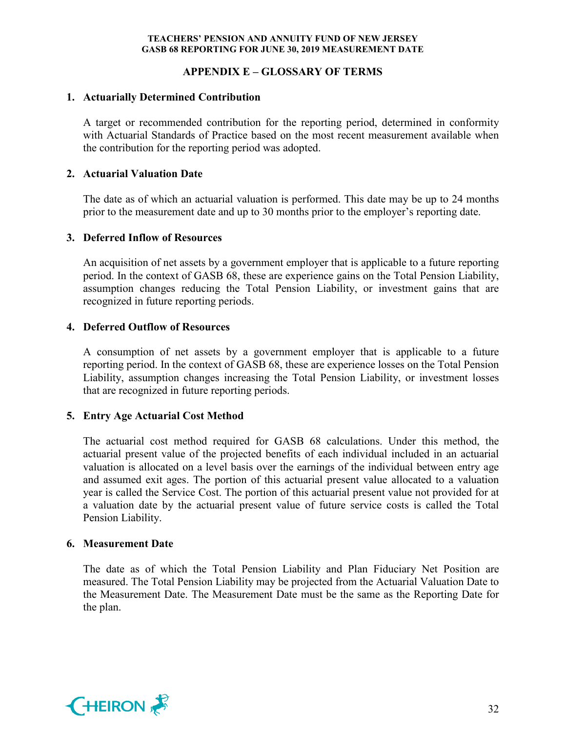## APPENDIX E – GLOSSARY OF TERMS

1. **Actuarially Determined Contribution**

   A target or recommended contribution for the reporting period, determined in conformity with Actuarial Standards of Practice based on the most recent measurement available when the contribution for the reporting period was adopted.

2. **Actuarial Valuation Date**

   The date as of which an actuarial valuation is performed. This date may be up to 24 months prior to the measurement date and up to 30 months prior to the employer's reporting date.

3. **Deferred Inflow of Resources**

   An acquisition of net assets by a government employer that is applicable to a future reporting period. In the context of GASB 68, these are experience gains on the Total Pension Liability, assumption changes reducing the Total Pension Liability, or investment gains that are recognized in future reporting periods.

4. **Deferred Outflow of Resources**

   A consumption of net assets by a government employer that is applicable to a future reporting period. In the context of GASB 68, these are experience losses on the Total Pension Liability, assumption changes increasing the Total Pension Liability, or investment losses that are recognized in future reporting periods.

5. **Entry Age Actuarial Cost Method**

   The actuarial cost method required for GASB 68 calculations. Under this method, the actuarial present value of the projected benefits of each individual included in an actuarial valuation is allocated on a level basis over the earnings of the individual between entry age and assumed exit ages. The portion of this actuarial present value allocated to a valuation year is called the Service Cost. The portion of this actuarial present value not provided for at a valuation date by the actuarial present value of future service costs is called the Total Pension Liability.

6. **Measurement Date**

   The date as of which the Total Pension Liability and Plan Fiduciary Net Position are measured. The Total Pension Liability may be projected from the Actuarial Valuation Date to the Measurement Date. The Measurement Date must be the same as the Reporting Date for the plan.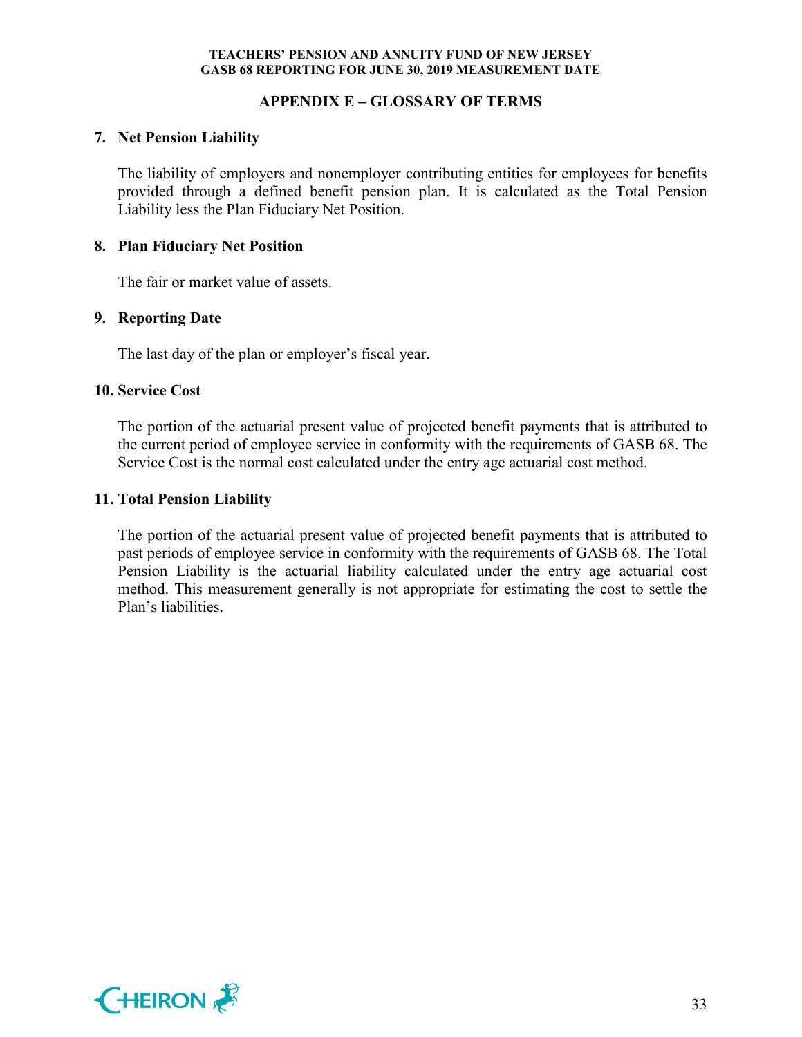## APPENDIX E – GLOSSARY OF TERMS

### 7. Net Pension Liability

The liability of employers and nonemployer contributing entities for employees for benefits provided through a defined benefit pension plan. It is calculated as the Total Pension Liability less the Plan Fiduciary Net Position.

### 8. Plan Fiduciary Net Position

The fair or market value of assets.

### 9. Reporting Date

The last day of the plan or employer's fiscal year.

### 10. Service Cost

The portion of the actuarial present value of projected benefit payments that is attributed to the current period of employee service in conformity with the requirements of GASB 68. The Service Cost is the normal cost calculated under the entry age actuarial cost method.

### 11. Total Pension Liability

The portion of the actuarial present value of projected benefit payments that is attributed to past periods of employee service in conformity with the requirements of GASB 68. The Total Pension Liability is the actuarial liability calculated under the entry age actuarial cost method. This measurement generally is not appropriate for estimating the cost to settle the Plan's liabilities.